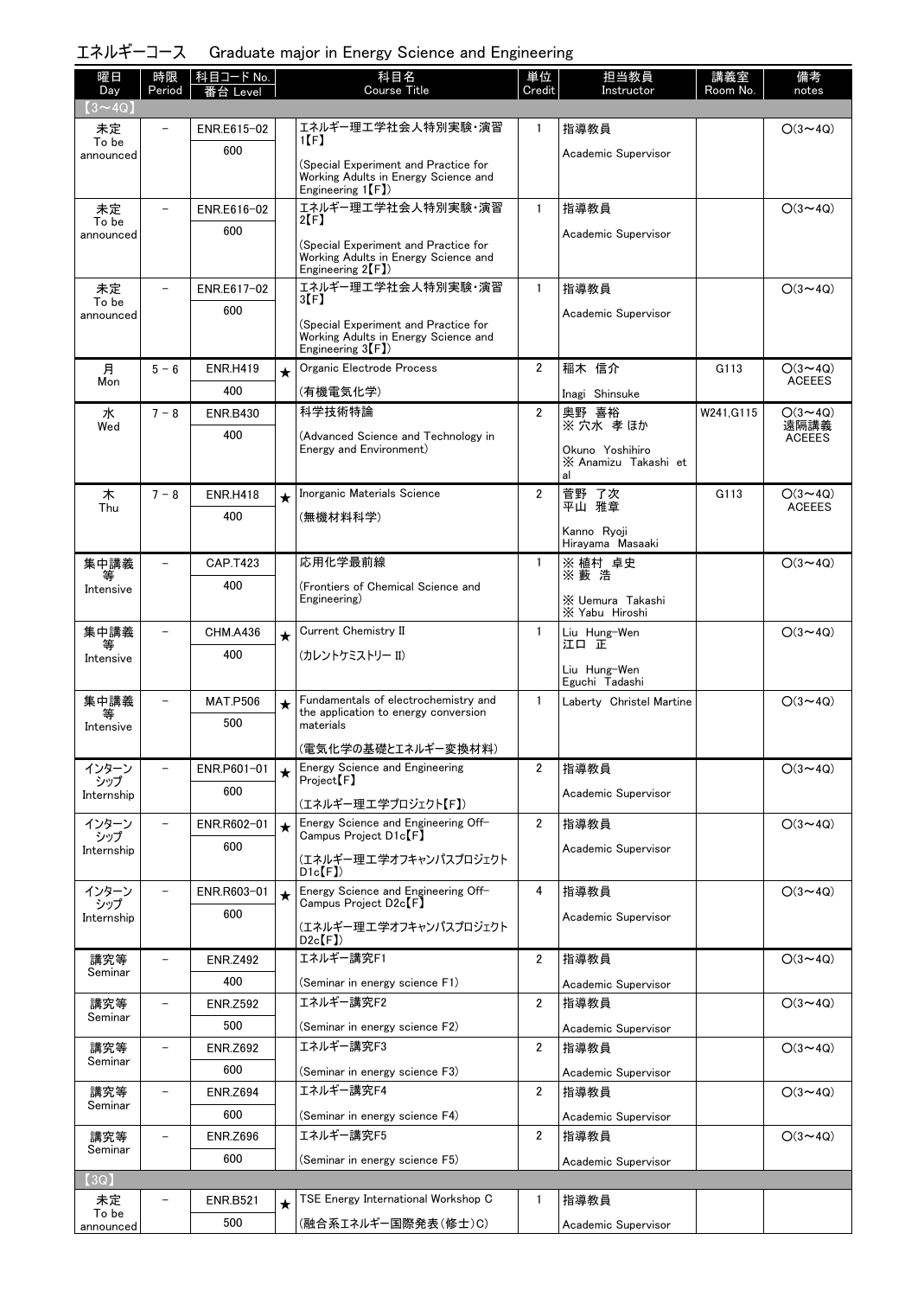# エネルギーコース　Graduate major in Energy Science and Engineering

| 曜日 Day | 時限 Period | 科目コード No. 番台 Level | | 科目名 Course Title | 単位 Credit | 担当教員 Instructor | 講義室 Room No. | 備考 notes |
|---|---|---|---|---|---|---|---|---|
| 【3～4Q】 | | | | | | | | |
| 未定 To be announced | － | ENR.E615-02 600 | | エネルギー理工学社会人特別実験・演習1【F】 (Special Experiment and Practice for Working Adults in Energy Science and Engineering 1【F】) | 1 | 指導教員 Academic Supervisor | | ○(3～4Q) |
| 未定 To be announced | － | ENR.E616-02 600 | | エネルギー理工学社会人特別実験・演習2【F】 (Special Experiment and Practice for Working Adults in Energy Science and Engineering 2【F】) | 1 | 指導教員 Academic Supervisor | | ○(3～4Q) |
| 未定 To be announced | － | ENR.E617-02 600 | | エネルギー理工学社会人特別実験・演習3【F】 (Special Experiment and Practice for Working Adults in Energy Science and Engineering 3【F】) | 1 | 指導教員 Academic Supervisor | | ○(3～4Q) |
| 月 Mon | 5－6 | ENR.H419 400 | ★ | Organic Electrode Process (有機電気化学) | 2 | 稲木 信介 Inagi Shinsuke | G113 | ○(3～4Q) ACEEES |
| 水 Wed | 7－8 | ENR.B430 400 | | 科学技術特論 (Advanced Science and Technology in Energy and Environment) | 2 | 奥野 喜裕 ※ 穴水 孝 ほか Okuno Yoshihiro ※ Anamizu Takashi et al | W241,G115 | ○(3～4Q) 遠隔講義 ACEEES |
| 木 Thu | 7－8 | ENR.H418 400 | ★ | Inorganic Materials Science (無機材料科学) | 2 | 菅野 了次 平山 雅章 Kanno Ryoji Hirayama Masaaki | G113 | ○(3～4Q) ACEEES |
| 集中講義等 Intensive | － | CAP.T423 400 | | 応用化学最前線 (Frontiers of Chemical Science and Engineering) | 1 | ※ 植村 卓史 ※ 藪 浩 ※ Uemura Takashi ※ Yabu Hiroshi | | ○(3～4Q) |
| 集中講義等 Intensive | － | CHM.A436 400 | ★ | Current Chemistry II (カレントケミストリー II) | 1 | Liu Hung-Wen 江口 正 Liu Hung-Wen Eguchi Tadashi | | ○(3～4Q) |
| 集中講義等 Intensive | － | MAT.P506 500 | ★ | Fundamentals of electrochemistry and the application to energy conversion materials (電気化学の基礎とエネルギー変換材料) | 1 | Laberty Christel Martine | | ○(3～4Q) |
| インターンシップ Internship | － | ENR.P601-01 600 | ★ | Energy Science and Engineering Project【F】 (エネルギー理工学プロジェクト【F】) | 2 | 指導教員 Academic Supervisor | | ○(3～4Q) |
| インターンシップ Internship | － | ENR.R602-01 600 | ★ | Energy Science and Engineering Off-Campus Project D1c【F】 (エネルギー理工学オフキャンパスプロジェクトD1c【F】) | 2 | 指導教員 Academic Supervisor | | ○(3～4Q) |
| インターンシップ Internship | － | ENR.R603-01 600 | ★ | Energy Science and Engineering Off-Campus Project D2c【F】 (エネルギー理工学オフキャンパスプロジェクトD2c【F】) | 4 | 指導教員 Academic Supervisor | | ○(3～4Q) |
| 講究等 Seminar | － | ENR.Z492 400 | | エネルギー講究F1 (Seminar in energy science F1) | 2 | 指導教員 Academic Supervisor | | ○(3～4Q) |
| 講究等 Seminar | － | ENR.Z592 500 | | エネルギー講究F2 (Seminar in energy science F2) | 2 | 指導教員 Academic Supervisor | | ○(3～4Q) |
| 講究等 Seminar | － | ENR.Z692 600 | | エネルギー講究F3 (Seminar in energy science F3) | 2 | 指導教員 Academic Supervisor | | ○(3～4Q) |
| 講究等 Seminar | － | ENR.Z694 600 | | エネルギー講究F4 (Seminar in energy science F4) | 2 | 指導教員 Academic Supervisor | | ○(3～4Q) |
| 講究等 Seminar | － | ENR.Z696 600 | | エネルギー講究F5 (Seminar in energy science F5) | 2 | 指導教員 Academic Supervisor | | ○(3～4Q) |
| 【3Q】 | | | | | | | | |
| 未定 To be announced | － | ENR.B521 500 | ★ | TSE Energy International Workshop C (融合系エネルギー国際発表(修士)C) | 1 | 指導教員 Academic Supervisor | | |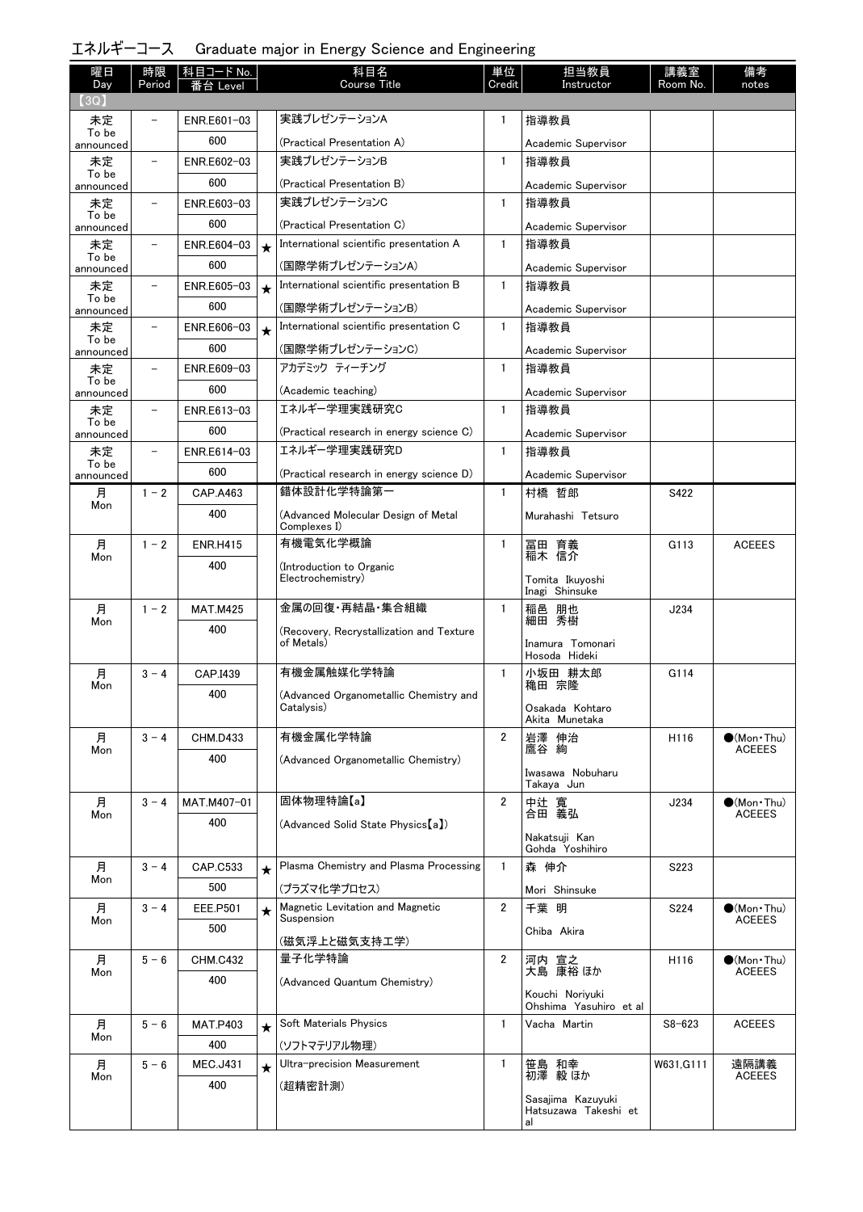# エネルギーコース　Graduate major in Energy Science and Engineering

| 曜日 Day | 時限 Period | 科目コード No. 番台 Level | | 科目名 Course Title | 単位 Credit | 担当教員 Instructor | 講義室 Room No. | 備考 notes |
|---|---|---|---|---|---|---|---|---|
| 【3Q】 | | | | | | | | |
| 未定 To be announced | － | ENR.E601-03 600 | | 実践プレゼンテーションA (Practical Presentation A) | 1 | 指導教員 Academic Supervisor | | |
| 未定 To be announced | － | ENR.E602-03 600 | | 実践プレゼンテーションB (Practical Presentation B) | 1 | 指導教員 Academic Supervisor | | |
| 未定 To be announced | － | ENR.E603-03 600 | | 実践プレゼンテーションC (Practical Presentation C) | 1 | 指導教員 Academic Supervisor | | |
| 未定 To be announced | － | ENR.E604-03 600 | ★ | International scientific presentation A (国際学術プレゼンテーションA) | 1 | 指導教員 Academic Supervisor | | |
| 未定 To be announced | － | ENR.E605-03 600 | ★ | International scientific presentation B (国際学術プレゼンテーションB) | 1 | 指導教員 Academic Supervisor | | |
| 未定 To be announced | － | ENR.E606-03 600 | ★ | International scientific presentation C (国際学術プレゼンテーションC) | 1 | 指導教員 Academic Supervisor | | |
| 未定 To be announced | － | ENR.E609-03 600 | | アカデミック ティーチング (Academic teaching) | 1 | 指導教員 Academic Supervisor | | |
| 未定 To be announced | － | ENR.E613-03 600 | | エネルギー学理実践研究C (Practical research in energy science C) | 1 | 指導教員 Academic Supervisor | | |
| 未定 To be announced | － | ENR.E614-03 600 | | エネルギー学理実践研究D (Practical research in energy science D) | 1 | 指導教員 Academic Supervisor | | |
| 月 Mon | 1－2 | CAP.A463 400 | | 錯体設計化学特論第一 (Advanced Molecular Design of Metal Complexes I) | 1 | 村橋 哲郎 Murahashi Tetsuro | S422 | |
| 月 Mon | 1－2 | ENR.H415 400 | | 有機電気化学概論 (Introduction to Organic Electrochemistry) | 1 | 冨田 育義 稲木 信介 Tomita Ikuyoshi Inagi Shinsuke | G113 | ACEEES |
| 月 Mon | 1－2 | MAT.M425 400 | | 金属の回復・再結晶・集合組織 (Recovery, Recrystallization and Texture of Metals) | 1 | 稲邑 朋也 細田 秀樹 Inamura Tomonari Hosoda Hideki | J234 | |
| 月 Mon | 3－4 | CAP.I439 400 | | 有機金属触媒化学特論 (Advanced Organometallic Chemistry and Catalysis) | 1 | 小坂田 耕太郎 穐田 宗隆 Osakada Kohtaro Akita Munetaka | G114 | |
| 月 Mon | 3－4 | CHM.D433 400 | | 有機金属化学特論 (Advanced Organometallic Chemistry) | 2 | 岩澤 伸治 鷹谷 絢 Iwasawa Nobuharu Takaya Jun | H116 | ●(Mon・Thu) ACEEES |
| 月 Mon | 3－4 | MAT.M407-01 400 | | 固体物理特論【a】 (Advanced Solid State Physics【a】) | 2 | 中辻 寛 合田 義弘 Nakatsuji Kan Gohda Yoshihiro | J234 | ●(Mon・Thu) ACEEES |
| 月 Mon | 3－4 | CAP.C533 500 | ★ | Plasma Chemistry and Plasma Processing (プラズマ化学プロセス) | 1 | 森 伸介 Mori Shinsuke | S223 | |
| 月 Mon | 3－4 | EEE.P501 500 | ★ | Magnetic Levitation and Magnetic Suspension (磁気浮上と磁気支持工学) | 2 | 千葉 明 Chiba Akira | S224 | ●(Mon・Thu) ACEEES |
| 月 Mon | 5－6 | CHM.C432 400 | | 量子化学特論 (Advanced Quantum Chemistry) | 2 | 河内 宣之 大島 康裕 ほか Kouchi Noriyuki Ohshima Yasuhiro et al | H116 | ●(Mon・Thu) ACEEES |
| 月 Mon | 5－6 | MAT.P403 400 | ★ | Soft Materials Physics (ソフトマテリアル物理) | 1 | Vacha Martin | S8-623 | ACEEES |
| 月 Mon | 5－6 | MEC.J431 400 | ★ | Ultra-precision Measurement (超精密計測) | 1 | 笹島 和幸 初澤 毅 ほか Sasajima Kazuyuki Hatsuzawa Takeshi et al | W631,G111 | 遠隔講義 ACEEES |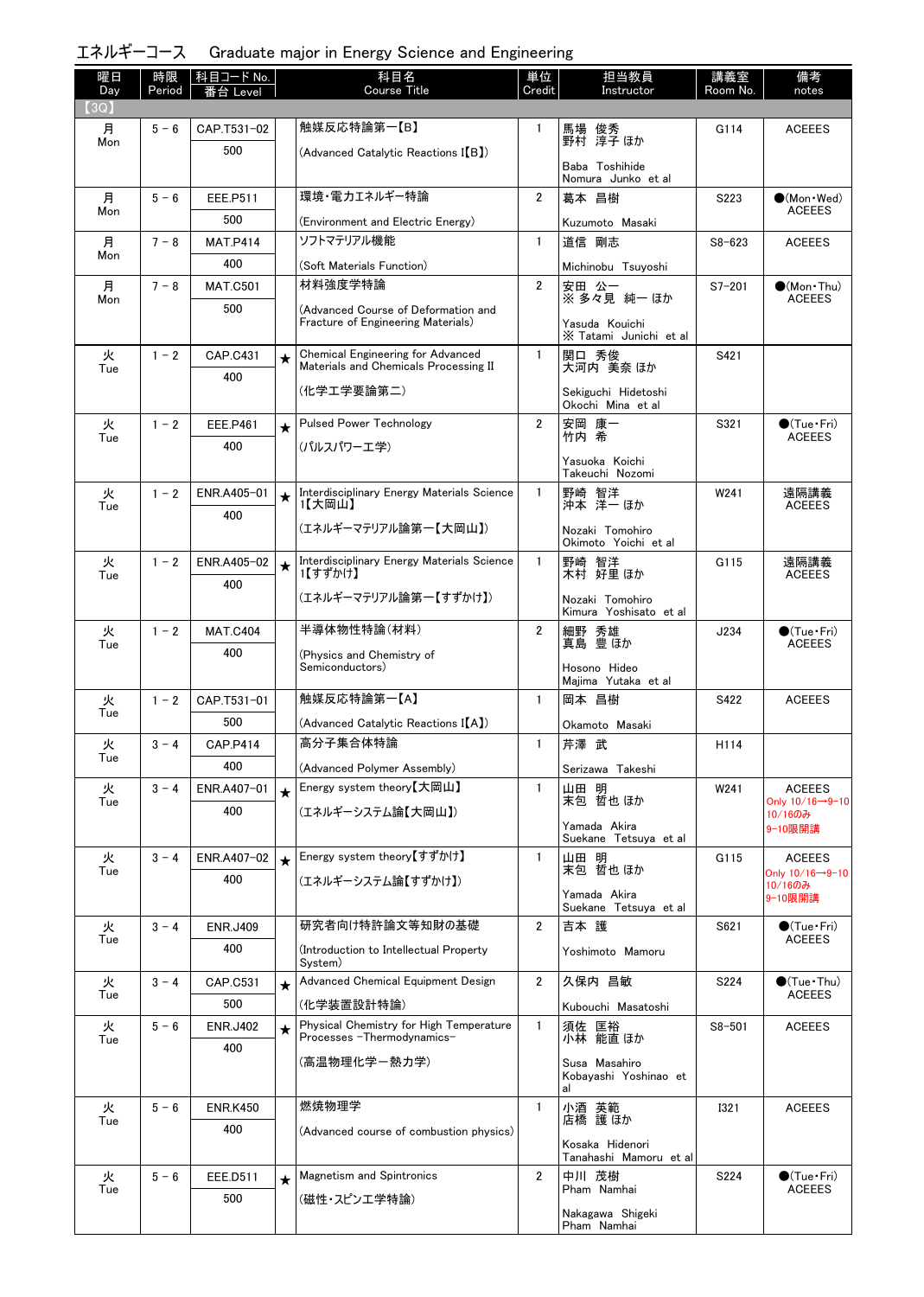エネルギーコース　Graduate major in Energy Science and Engineering

| 曜日 Day | 時限 Period | 科目コード No. 番台 Level | | 科目名 Course Title | 単位 Credit | 担当教員 Instructor | 講義室 Room No. | 備考 notes |
|---|---|---|---|---|---|---|---|---|
| 【3Q】 | | | | | | | | |
| 月 Mon | 5－6 | CAP.T531-02 500 | | 触媒反応特論第一【B】 (Advanced Catalytic Reactions I【B】) | 1 | 馬場 俊秀 野村 淳子 ほか Baba Toshihide Nomura Junko et al | G114 | ACEEES |
| 月 Mon | 5－6 | EEE.P511 500 | | 環境・電力エネルギー特論 (Environment and Electric Energy) | 2 | 葛本 昌樹 Kuzumoto Masaki | S223 | ●(Mon・Wed) ACEEES |
| 月 Mon | 7－8 | MAT.P414 400 | | ソフトマテリアル機能 (Soft Materials Function) | 1 | 道信 剛志 Michinobu Tsuyoshi | S8-623 | ACEEES |
| 月 Mon | 7－8 | MAT.C501 500 | | 材料強度学特論 (Advanced Course of Deformation and Fracture of Engineering Materials) | 2 | 安田 公一 ※ 多々見 純一 ほか Yasuda Kouichi ※ Tatami Junichi et al | S7-201 | ●(Mon・Thu) ACEEES |
| 火 Tue | 1－2 | CAP.C431 400 | ★ | Chemical Engineering for Advanced Materials and Chemicals Processing II (化学工学要論第二) | 1 | 関口 秀俊 大河内 美奈 ほか Sekiguchi Hidetoshi Okochi Mina et al | S421 | |
| 火 Tue | 1－2 | EEE.P461 400 | ★ | Pulsed Power Technology (パルスパワー工学) | 2 | 安岡 康一 竹内 希 Yasuoka Koichi Takeuchi Nozomi | S321 | ●(Tue・Fri) ACEEES |
| 火 Tue | 1－2 | ENR.A405-01 400 | ★ | Interdisciplinary Energy Materials Science 1【大岡山】 (エネルギーマテリアル論第一【大岡山】) | 1 | 野崎 智洋 沖本 洋一 ほか Nozaki Tomohiro Okimoto Yoichi et al | W241 | 遠隔講義 ACEEES |
| 火 Tue | 1－2 | ENR.A405-02 400 | ★ | Interdisciplinary Energy Materials Science 1【すずかけ】 (エネルギーマテリアル論第一【すずかけ】) | 1 | 野崎 智洋 木村 好里 ほか Nozaki Tomohiro Kimura Yoshisato et al | G115 | 遠隔講義 ACEEES |
| 火 Tue | 1－2 | MAT.C404 400 | | 半導体物性特論(材料) (Physics and Chemistry of Semiconductors) | 2 | 細野 秀雄 真島 豊 ほか Hosono Hideo Majima Yutaka et al | J234 | ●(Tue・Fri) ACEEES |
| 火 Tue | 1－2 | CAP.T531-01 500 | | 触媒反応特論第一【A】 (Advanced Catalytic Reactions I【A】) | 1 | 岡本 昌樹 Okamoto Masaki | S422 | ACEEES |
| 火 Tue | 3－4 | CAP.P414 400 | | 高分子集合体特論 (Advanced Polymer Assembly) | 1 | 芹澤 武 Serizawa Takeshi | H114 | |
| 火 Tue | 3－4 | ENR.A407-01 400 | ★ | Energy system theory【大岡山】 (エネルギーシステム論【大岡山】) | 1 | 山田 明 末包 哲也 ほか Yamada Akira Suekane Tetsuya et al | W241 | ACEEES Only 10/16→9-10 10/16のみ 9-10限開講 |
| 火 Tue | 3－4 | ENR.A407-02 400 | ★ | Energy system theory【すずかけ】 (エネルギーシステム論【すずかけ】) | 1 | 山田 明 末包 哲也 ほか Yamada Akira Suekane Tetsuya et al | G115 | ACEEES Only 10/16→9-10 10/16のみ 9-10限開講 |
| 火 Tue | 3－4 | ENR.J409 400 | | 研究者向け特許論文等知財の基礎 (Introduction to Intellectual Property System) | 2 | 吉本 護 Yoshimoto Mamoru | S621 | ●(Tue・Fri) ACEEES |
| 火 Tue | 3－4 | CAP.C531 500 | ★ | Advanced Chemical Equipment Design (化学装置設計特論) | 2 | 久保内 昌敏 Kubouchi Masatoshi | S224 | ●(Tue・Thu) ACEEES |
| 火 Tue | 5－6 | ENR.J402 400 | ★ | Physical Chemistry for High Temperature Processes -Thermodynamics- (高温物理化学ー熱力学) | 1 | 須佐 匡裕 小林 能直 ほか Susa Masahiro Kobayashi Yoshinao et al | S8-501 | ACEEES |
| 火 Tue | 5－6 | ENR.K450 400 | | 燃焼物理学 (Advanced course of combustion physics) | 1 | 小酒 英範 店橋 護 ほか Kosaka Hidenori Tanahashi Mamoru et al | I321 | ACEEES |
| 火 Tue | 5－6 | EEE.D511 500 | ★ | Magnetism and Spintronics (磁性・スピン工学特論) | 2 | 中川 茂樹 Pham Namhai Nakagawa Shigeki Pham Namhai | S224 | ●(Tue・Fri) ACEEES |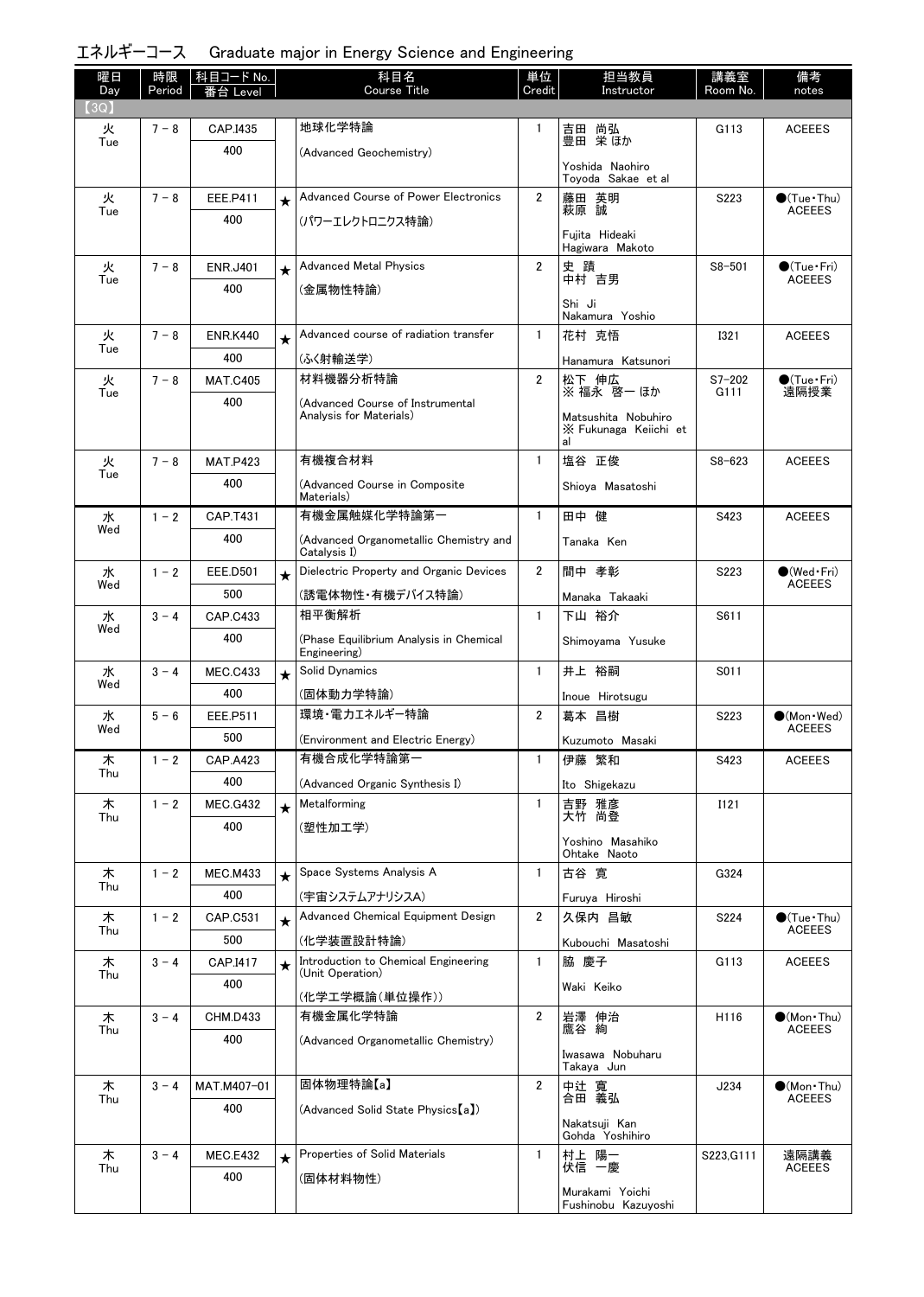# エネルギーコース　Graduate major in Energy Science and Engineering

| 曜日 Day | 時限 Period | 科目コード No. 番台 Level | | 科目名 Course Title | 単位 Credit | 担当教員 Instructor | 講義室 Room No. | 備考 notes |
|---|---|---|---|---|---|---|---|---|
| 【3Q】 | | | | | | | | |
| 火 Tue | 7－8 | CAP.I435 400 | | 地球化学特論 (Advanced Geochemistry) | 1 | 吉田 尚弘 豊田 栄 ほか Yoshida Naohiro Toyoda Sakae et al | G113 | ACEEES |
| 火 Tue | 7－8 | EEE.P411 400 | ★ | Advanced Course of Power Electronics (パワーエレクトロニクス特論) | 2 | 藤田 英明 萩原 誠 Fujita Hideaki Hagiwara Makoto | S223 | ●(Tue・Thu) ACEEES |
| 火 Tue | 7－8 | ENR.J401 400 | ★ | Advanced Metal Physics (金属物性特論) | 2 | 史 蹟 中村 吉男 Shi Ji Nakamura Yoshio | S8-501 | ●(Tue・Fri) ACEEES |
| 火 Tue | 7－8 | ENR.K440 400 | ★ | Advanced course of radiation transfer (ふく射輸送学) | 1 | 花村 克悟 Hanamura Katsunori | I321 | ACEEES |
| 火 Tue | 7－8 | MAT.C405 400 | | 材料機器分析特論 (Advanced Course of Instrumental Analysis for Materials) | 2 | 松下 伸広 ※ 福永 啓一 ほか Matsushita Nobuhiro ※ Fukunaga Keiichi et al | S7-202 G111 | ●(Tue・Fri) 遠隔授業 |
| 火 Tue | 7－8 | MAT.P423 400 | | 有機複合材料 (Advanced Course in Composite Materials) | 1 | 塩谷 正俊 Shioya Masatoshi | S8-623 | ACEEES |
| 水 Wed | 1－2 | CAP.T431 400 | | 有機金属触媒化学特論第一 (Advanced Organometallic Chemistry and Catalysis I) | 1 | 田中 健 Tanaka Ken | S423 | ACEEES |
| 水 Wed | 1－2 | EEE.D501 500 | ★ | Dielectric Property and Organic Devices (誘電体物性・有機デバイス特論) | 2 | 間中 孝彰 Manaka Takaaki | S223 | ●(Wed・Fri) ACEEES |
| 水 Wed | 3－4 | CAP.C433 400 | | 相平衡解析 (Phase Equilibrium Analysis in Chemical Engineering) | 1 | 下山 裕介 Shimoyama Yusuke | S611 | |
| 水 Wed | 3－4 | MEC.C433 400 | ★ | Solid Dynamics (固体動力学特論) | 1 | 井上 裕嗣 Inoue Hirotsugu | S011 | |
| 水 Wed | 5－6 | EEE.P511 500 | | 環境・電力エネルギー特論 (Environment and Electric Energy) | 2 | 葛本 昌樹 Kuzumoto Masaki | S223 | ●(Mon・Wed) ACEEES |
| 木 Thu | 1－2 | CAP.A423 400 | | 有機合成化学特論第一 (Advanced Organic Synthesis I) | 1 | 伊藤 繁和 Ito Shigekazu | S423 | ACEEES |
| 木 Thu | 1－2 | MEC.G432 400 | ★ | Metalforming (塑性加工学) | 1 | 吉野 雅彦 大竹 尚登 Yoshino Masahiko Ohtake Naoto | I121 | |
| 木 Thu | 1－2 | MEC.M433 400 | ★ | Space Systems Analysis A (宇宙システムアナリシスA) | 1 | 古谷 寛 Furuya Hiroshi | G324 | |
| 木 Thu | 1－2 | CAP.C531 500 | ★ | Advanced Chemical Equipment Design (化学装置設計特論) | 2 | 久保内 昌敏 Kubouchi Masatoshi | S224 | ●(Tue・Thu) ACEEES |
| 木 Thu | 3－4 | CAP.I417 400 | ★ | Introduction to Chemical Engineering (Unit Operation) (化学工学概論(単位操作)) | 1 | 脇 慶子 Waki Keiko | G113 | ACEEES |
| 木 Thu | 3－4 | CHM.D433 400 | | 有機金属化学特論 (Advanced Organometallic Chemistry) | 2 | 岩澤 伸治 鷹谷 絢 Iwasawa Nobuharu Takaya Jun | H116 | ●(Mon・Thu) ACEEES |
| 木 Thu | 3－4 | MAT.M407-01 400 | | 固体物理特論【a】 (Advanced Solid State Physics【a】) | 2 | 中辻 寛 合田 義弘 Nakatsuji Kan Gohda Yoshihiro | J234 | ●(Mon・Thu) ACEEES |
| 木 Thu | 3－4 | MEC.E432 400 | ★ | Properties of Solid Materials (固体材料物性) | 1 | 村上 陽一 伏信 一慶 Murakami Yoichi Fushinobu Kazuyoshi | S223,G111 | 遠隔講義 ACEEES |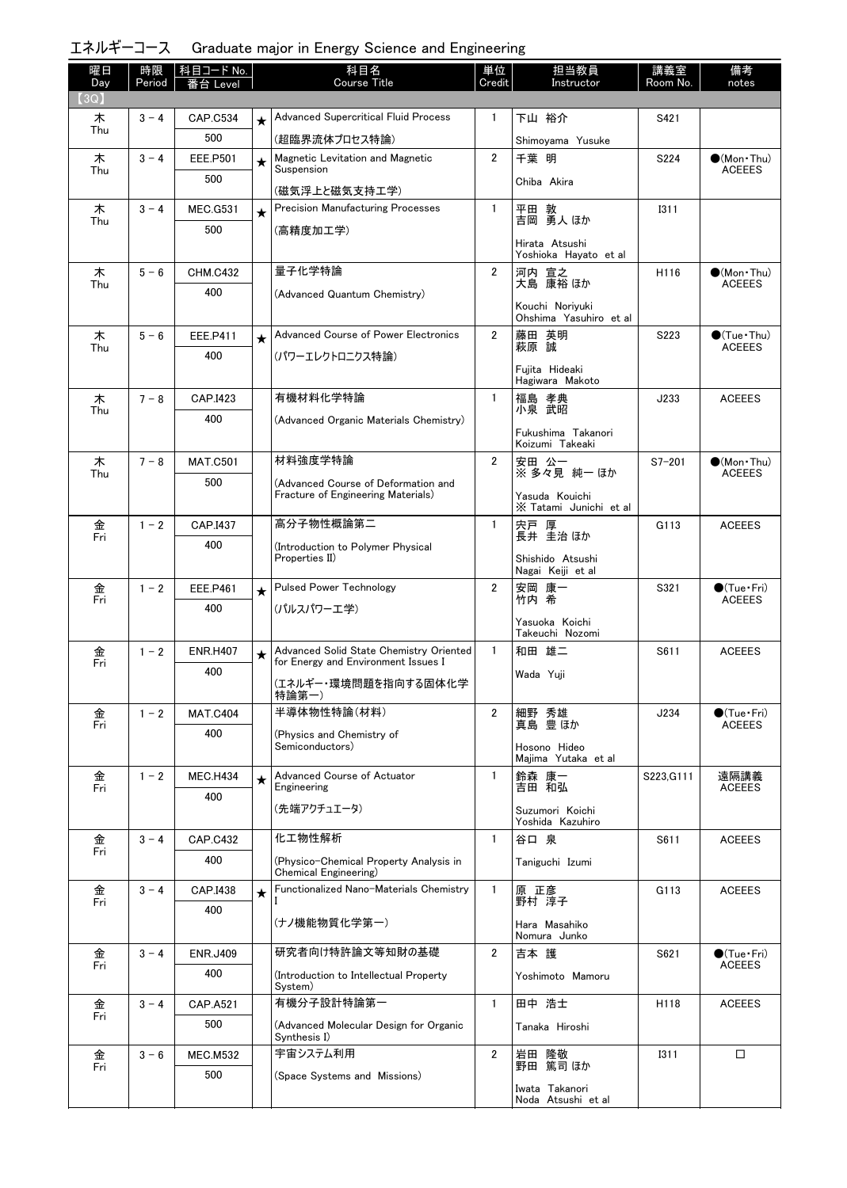## エネルギーコース　Graduate major in Energy Science and Engineering

| 曜日 Day | 時限 Period | 科目コード No. 番台 Level | | 科目名 Course Title | 単位 Credit | 担当教員 Instructor | 講義室 Room No. | 備考 notes |
|---|---|---|---|---|---|---|---|---|
| 【3Q】 | | | | | | | | |
| 木 Thu | 3－4 | CAP.C534 500 | ★ | Advanced Supercritical Fluid Process (超臨界流体プロセス特論) | 1 | 下山 裕介 Shimoyama Yusuke | S421 | |
| 木 Thu | 3－4 | EEE.P501 500 | ★ | Magnetic Levitation and Magnetic Suspension (磁気浮上と磁気支持工学) | 2 | 千葉 明 Chiba Akira | S224 | ●(Mon・Thu) ACEEES |
| 木 Thu | 3－4 | MEC.G531 500 | ★ | Precision Manufacturing Processes (高精度加工学) | 1 | 平田 敦 吉岡 勇人 ほか Hirata Atsushi Yoshioka Hayato et al | I311 | |
| 木 Thu | 5－6 | CHM.C432 400 | | 量子化学特論 (Advanced Quantum Chemistry) | 2 | 河内 宣之 大島 康裕 ほか Kouchi Noriyuki Ohshima Yasuhiro et al | H116 | ●(Mon・Thu) ACEEES |
| 木 Thu | 5－6 | EEE.P411 400 | ★ | Advanced Course of Power Electronics (パワーエレクトロニクス特論) | 2 | 藤田 英明 萩原 誠 Fujita Hideaki Hagiwara Makoto | S223 | ●(Tue・Thu) ACEEES |
| 木 Thu | 7－8 | CAP.I423 400 | | 有機材料化学特論 (Advanced Organic Materials Chemistry) | 1 | 福島 孝典 小泉 武昭 Fukushima Takanori Koizumi Takeaki | J233 | ACEEES |
| 木 Thu | 7－8 | MAT.C501 500 | | 材料強度学特論 (Advanced Course of Deformation and Fracture of Engineering Materials) | 2 | 安田 公一 ※ 多々見 純一 ほか Yasuda Kouichi ※ Tatami Junichi et al | S7-201 | ●(Mon・Thu) ACEEES |
| 金 Fri | 1－2 | CAP.I437 400 | | 高分子物性概論第二 (Introduction to Polymer Physical Properties II) | 1 | 宍戸 厚 長井 圭治 ほか Shishido Atsushi Nagai Keiji et al | G113 | ACEEES |
| 金 Fri | 1－2 | EEE.P461 400 | ★ | Pulsed Power Technology (パルスパワー工学) | 2 | 安岡 康一 竹内 希 Yasuoka Koichi Takeuchi Nozomi | S321 | ●(Tue・Fri) ACEEES |
| 金 Fri | 1－2 | ENR.H407 400 | ★ | Advanced Solid State Chemistry Oriented for Energy and Environment Issues I (エネルギー・環境問題を指向する固体化学特論第一) | 1 | 和田 雄二 Wada Yuji | S611 | ACEEES |
| 金 Fri | 1－2 | MAT.C404 400 | | 半導体物性特論(材料) (Physics and Chemistry of Semiconductors) | 2 | 細野 秀雄 真島 豊 ほか Hosono Hideo Majima Yutaka et al | J234 | ●(Tue・Fri) ACEEES |
| 金 Fri | 1－2 | MEC.H434 400 | ★ | Advanced Course of Actuator Engineering (先端アクチュエータ) | 1 | 鈴森 康一 吉田 和弘 Suzumori Koichi Yoshida Kazuhiro | S223,G111 | 遠隔講義 ACEEES |
| 金 Fri | 3－4 | CAP.C432 400 | | 化工物性解析 (Physico-Chemical Property Analysis in Chemical Engineering) | 1 | 谷口 泉 Taniguchi Izumi | S611 | ACEEES |
| 金 Fri | 3－4 | CAP.I438 400 | ★ | Functionalized Nano-Materials Chemistry I (ナノ機能物質化学第一) | 1 | 原 正彦 野村 淳子 Hara Masahiko Nomura Junko | G113 | ACEEES |
| 金 Fri | 3－4 | ENR.J409 400 | | 研究者向け特許論文等知財の基礎 (Introduction to Intellectual Property System) | 2 | 吉本 護 Yoshimoto Mamoru | S621 | ●(Tue・Fri) ACEEES |
| 金 Fri | 3－4 | CAP.A521 500 | | 有機分子設計特論第一 (Advanced Molecular Design for Organic Synthesis I) | 1 | 田中 浩士 Tanaka Hiroshi | H118 | ACEEES |
| 金 Fri | 3－6 | MEC.M532 500 | | 宇宙システム利用 (Space Systems and Missions) | 2 | 岩田 隆敬 野田 篤司 ほか Iwata Takanori Noda Atsushi et al | I311 | □ |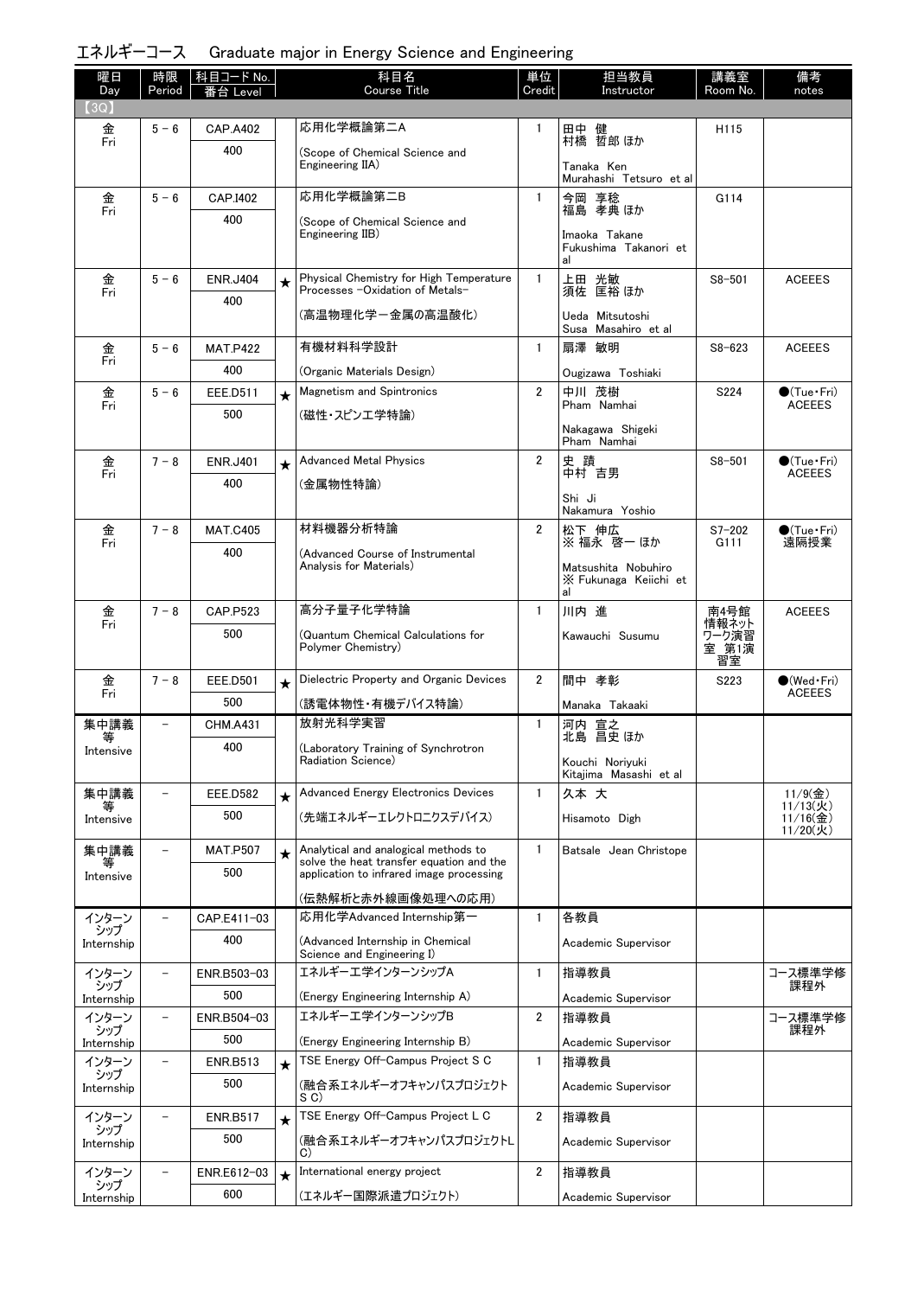# エネルギーコース　Graduate major in Energy Science and Engineering

| 曜日 Day | 時限 Period | 科目コード No. 番台 Level | | 科目名 Course Title | 単位 Credit | 担当教員 Instructor | 講義室 Room No. | 備考 notes |
|---|---|---|---|---|---|---|---|---|
| 【3Q】 | | | | | | | | |
| 金 Fri | 5－6 | CAP.A402 400 | | 応用化学概論第二A (Scope of Chemical Science and Engineering IIA) | 1 | 田中 健 村橋 哲郎 ほか Tanaka Ken Murahashi Tetsuro et al | H115 | |
| 金 Fri | 5－6 | CAP.I402 400 | | 応用化学概論第二B (Scope of Chemical Science and Engineering IIB) | 1 | 今岡 享稔 福島 孝典 ほか Imaoka Takane Fukushima Takanori et al | G114 | |
| 金 Fri | 5－6 | ENR.J404 400 | ★ | Physical Chemistry for High Temperature Processes -Oxidation of Metals- (高温物理化学ー金属の高温酸化) | 1 | 上田 光敏 須佐 匡裕 ほか Ueda Mitsutoshi Susa Masahiro et al | S8-501 | ACEEES |
| 金 Fri | 5－6 | MAT.P422 400 | | 有機材料科学設計 (Organic Materials Design) | 1 | 扇澤 敏明 Ougizawa Toshiaki | S8-623 | ACEEES |
| 金 Fri | 5－6 | EEE.D511 500 | ★ | Magnetism and Spintronics (磁性・スピン工学特論) | 2 | 中川 茂樹 Pham Namhai Nakagawa Shigeki Pham Namhai | S224 | ●(Tue・Fri) ACEEES |
| 金 Fri | 7－8 | ENR.J401 400 | ★ | Advanced Metal Physics (金属物性特論) | 2 | 史 蹟 中村 吉男 Shi Ji Nakamura Yoshio | S8-501 | ●(Tue・Fri) ACEEES |
| 金 Fri | 7－8 | MAT.C405 400 | | 材料機器分析特論 (Advanced Course of Instrumental Analysis for Materials) | 2 | 松下 伸広 ※ 福永 啓一 ほか Matsushita Nobuhiro ※ Fukunaga Keiichi et al | S7-202 G111 | ●(Tue・Fri) 遠隔授業 |
| 金 Fri | 7－8 | CAP.P523 500 | | 高分子量子化学特論 (Quantum Chemical Calculations for Polymer Chemistry) | 1 | 川内 進 Kawauchi Susumu | 南4号館 情報ネットワーク演習室 第1演習室 | ACEEES |
| 金 Fri | 7－8 | EEE.D501 500 | ★ | Dielectric Property and Organic Devices (誘電体物性・有機デバイス特論) | 2 | 間中 孝彰 Manaka Takaaki | S223 | ●(Wed・Fri) ACEEES |
| 集中講義等 Intensive | － | CHM.A431 400 | | 放射光科学実習 (Laboratory Training of Synchrotron Radiation Science) | 1 | 河内 宣之 北島 昌史 ほか Kouchi Noriyuki Kitajima Masashi et al | | |
| 集中講義等 Intensive | － | EEE.D582 500 | ★ | Advanced Energy Electronics Devices (先端エネルギーエレクトロニクスデバイス) | 1 | 久本 大 Hisamoto Digh | | 11/9(金) 11/13(火) 11/16(金) 11/20(火) |
| 集中講義等 Intensive | － | MAT.P507 500 | ★ | Analytical and analogical methods to solve the heat transfer equation and the application to infrared image processing (伝熱解析と赤外線画像処理への応用) | 1 | Batsale Jean Christope | | |
| インターンシップ Internship | － | CAP.E411-03 400 | | 応用化学Advanced Internship第一 (Advanced Internship in Chemical Science and Engineering I) | 1 | 各教員 Academic Supervisor | | |
| インターンシップ Internship | － | ENR.B503-03 500 | | エネルギー工学インターンシップA (Energy Engineering Internship A) | 1 | 指導教員 Academic Supervisor | | コース標準学修課程外 |
| インターンシップ Internship | － | ENR.B504-03 500 | | エネルギー工学インターンシップB (Energy Engineering Internship B) | 2 | 指導教員 Academic Supervisor | | コース標準学修課程外 |
| インターンシップ Internship | － | ENR.B513 500 | ★ | TSE Energy Off-Campus Project S C (融合系エネルギーオフキャンパスプロジェクトS C) | 1 | 指導教員 Academic Supervisor | | |
| インターンシップ Internship | － | ENR.B517 500 | ★ | TSE Energy Off-Campus Project L C (融合系エネルギーオフキャンパスプロジェクトL C) | 2 | 指導教員 Academic Supervisor | | |
| インターンシップ Internship | － | ENR.E612-03 600 | ★ | International energy project (エネルギー国際派遣プロジェクト) | 2 | 指導教員 Academic Supervisor | | |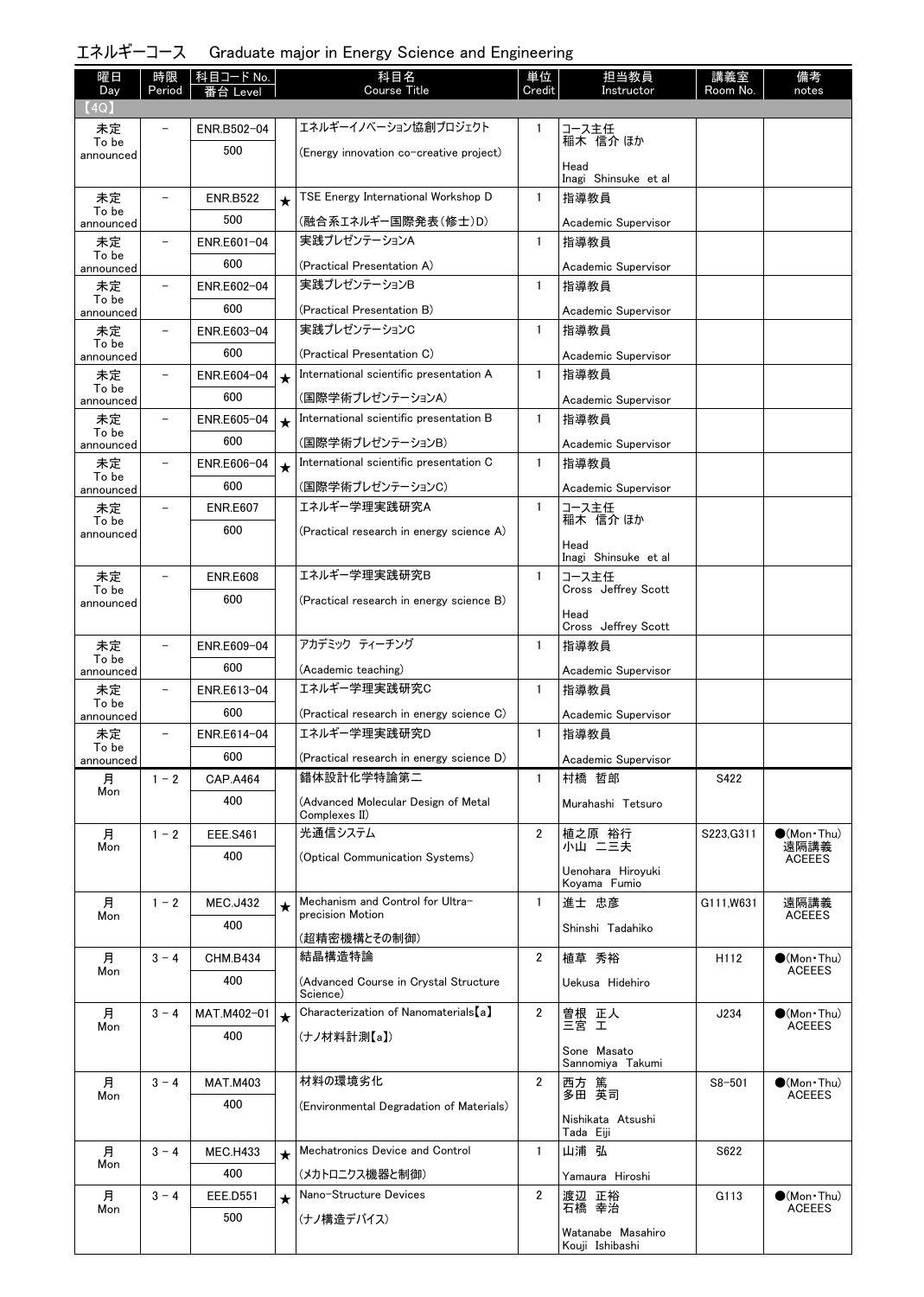## エネルギーコース　Graduate major in Energy Science and Engineering

| 曜日 Day | 時限 Period | 科目コード No. 番台 Level | | 科目名 Course Title | 単位 Credit | 担当教員 Instructor | 講義室 Room No. | 備考 notes |
|---|---|---|---|---|---|---|---|---|
| 【4Q】 | | | | | | | | |
| 未定 To be announced | － | ENR.B502-04 500 | | エネルギーイノベーション協創プロジェクト (Energy innovation co-creative project) | 1 | コース主任 稲木 信介 ほか Head Inagi Shinsuke et al | | |
| 未定 To be announced | － | ENR.B522 500 | ★ | TSE Energy International Workshop D (融合系エネルギー国際発表(修士)D) | 1 | 指導教員 Academic Supervisor | | |
| 未定 To be announced | － | ENR.E601-04 600 | | 実践プレゼンテーションA (Practical Presentation A) | 1 | 指導教員 Academic Supervisor | | |
| 未定 To be announced | － | ENR.E602-04 600 | | 実践プレゼンテーションB (Practical Presentation B) | 1 | 指導教員 Academic Supervisor | | |
| 未定 To be announced | － | ENR.E603-04 600 | | 実践プレゼンテーションC (Practical Presentation C) | 1 | 指導教員 Academic Supervisor | | |
| 未定 To be announced | － | ENR.E604-04 600 | ★ | International scientific presentation A (国際学術プレゼンテーションA) | 1 | 指導教員 Academic Supervisor | | |
| 未定 To be announced | － | ENR.E605-04 600 | ★ | International scientific presentation B (国際学術プレゼンテーションB) | 1 | 指導教員 Academic Supervisor | | |
| 未定 To be announced | － | ENR.E606-04 600 | ★ | International scientific presentation C (国際学術プレゼンテーションC) | 1 | 指導教員 Academic Supervisor | | |
| 未定 To be announced | － | ENR.E607 600 | | エネルギー学理実践研究A (Practical research in energy science A) | 1 | コース主任 稲木 信介 ほか Head Inagi Shinsuke et al | | |
| 未定 To be announced | － | ENR.E608 600 | | エネルギー学理実践研究B (Practical research in energy science B) | 1 | コース主任 Cross Jeffrey Scott Head Cross Jeffrey Scott | | |
| 未定 To be announced | － | ENR.E609-04 600 | | アカデミック ティーチング (Academic teaching) | 1 | 指導教員 Academic Supervisor | | |
| 未定 To be announced | － | ENR.E613-04 600 | | エネルギー学理実践研究C (Practical research in energy science C) | 1 | 指導教員 Academic Supervisor | | |
| 未定 To be announced | － | ENR.E614-04 600 | | エネルギー学理実践研究D (Practical research in energy science D) | 1 | 指導教員 Academic Supervisor | | |
| 月 Mon | 1 - 2 | CAP.A464 400 | | 錯体設計化学特論第二 (Advanced Molecular Design of Metal Complexes II) | 1 | 村橋 哲郎 Murahashi Tetsuro | S422 | |
| 月 Mon | 1 - 2 | EEE.S461 400 | | 光通信システム (Optical Communication Systems) | 2 | 植之原 裕行 小山 二三夫 Uenohara Hiroyuki Koyama Fumio | S223,G311 | ●(Mon・Thu) 遠隔講義 ACEEES |
| 月 Mon | 1 - 2 | MEC.J432 400 | ★ | Mechanism and Control for Ultra-precision Motion (超精密機構とその制御) | 1 | 進士 忠彦 Shinshi Tadahiko | G111,W631 | 遠隔講義 ACEEES |
| 月 Mon | 3 - 4 | CHM.B434 400 | | 結晶構造特論 (Advanced Course in Crystal Structure Science) | 2 | 植草 秀裕 Uekusa Hidehiro | H112 | ●(Mon・Thu) ACEEES |
| 月 Mon | 3 - 4 | MAT.M402-01 400 | ★ | Characterization of Nanomaterials【a】 (ナノ材料計測【a】) | 2 | 曽根 正人 三宮 工 Sone Masato Sannomiya Takumi | J234 | ●(Mon・Thu) ACEEES |
| 月 Mon | 3 - 4 | MAT.M403 400 | | 材料の環境劣化 (Environmental Degradation of Materials) | 2 | 西方 篤 多田 英司 Nishikata Atsushi Tada Eiji | S8-501 | ●(Mon・Thu) ACEEES |
| 月 Mon | 3 - 4 | MEC.H433 400 | ★ | Mechatronics Device and Control (メカトロニクス機器と制御) | 1 | 山浦 弘 Yamaura Hiroshi | S622 | |
| 月 Mon | 3 - 4 | EEE.D551 500 | ★ | Nano-Structure Devices (ナノ構造デバイス) | 2 | 渡辺 正裕 石橋 幸治 Watanabe Masahiro Kouji Ishibashi | G113 | ●(Mon・Thu) ACEEES |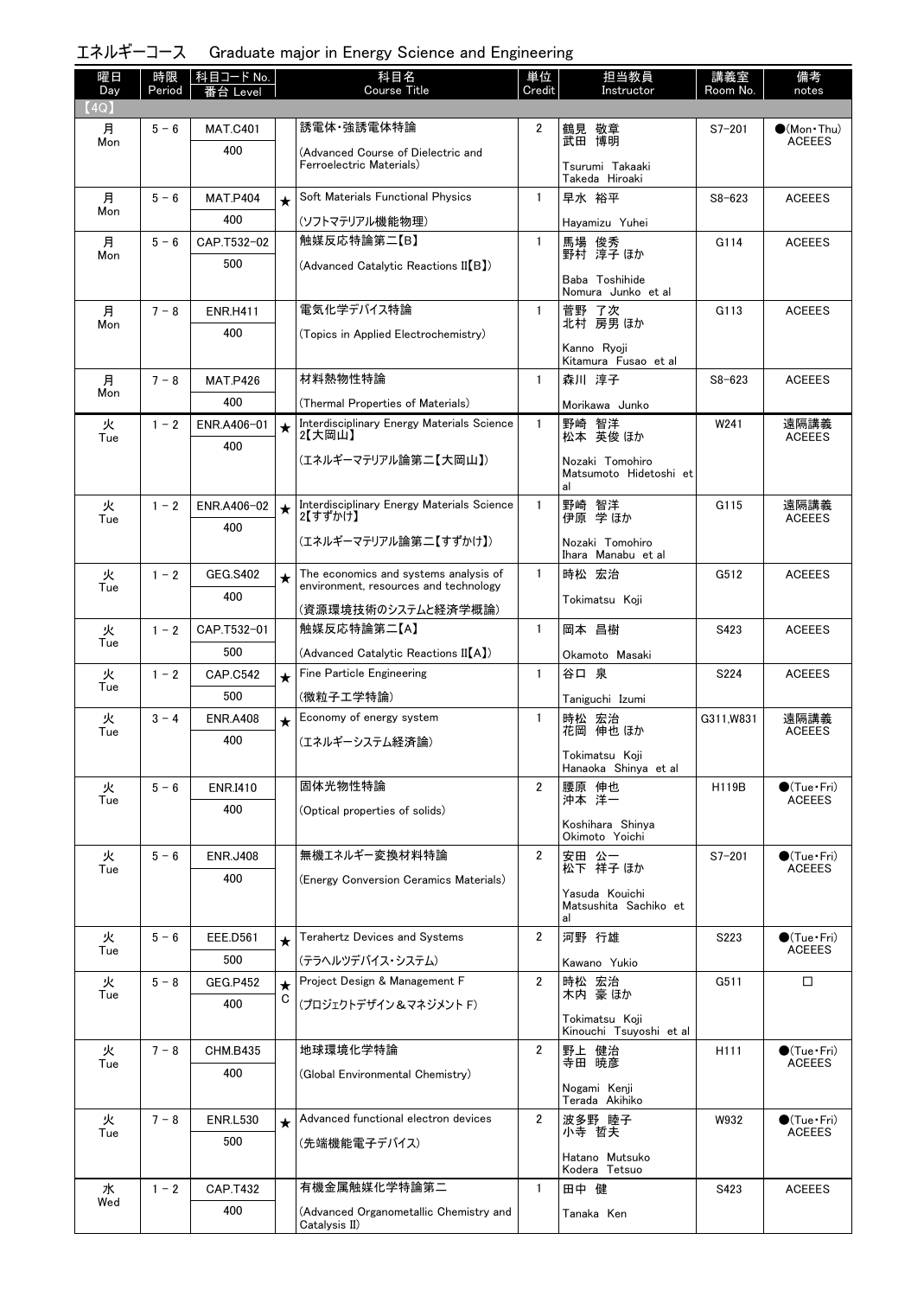# エネルギーコース　Graduate major in Energy Science and Engineering

| 曜日 Day | 時限 Period | 科目コード No. 番台 Level | | 科目名 Course Title | 単位 Credit | 担当教員 Instructor | 講義室 Room No. | 備考 notes |
|---|---|---|---|---|---|---|---|---|
| 【4Q】 | | | | | | | | |
| 月 Mon | 5 - 6 | MAT.C401 400 | | 誘電体・強誘電体特論 (Advanced Course of Dielectric and Ferroelectric Materials) | 2 | 鶴見 敬章 武田 博明 Tsurumi Takaaki Takeda Hiroaki | S7-201 | ●(Mon・Thu) ACEEES |
| 月 Mon | 5 - 6 | MAT.P404 400 | ★ | Soft Materials Functional Physics (ソフトマテリアル機能物理) | 1 | 早水 裕平 Hayamizu Yuhei | S8-623 | ACEEES |
| 月 Mon | 5 - 6 | CAP.T532-02 500 | | 触媒反応特論第二【B】 (Advanced Catalytic Reactions II【B】) | 1 | 馬場 俊秀 野村 淳子 ほか Baba Toshihide Nomura Junko et al | G114 | ACEEES |
| 月 Mon | 7 - 8 | ENR.H411 400 | | 電気化学デバイス特論 (Topics in Applied Electrochemistry) | 1 | 菅野 了次 北村 房男 ほか Kanno Ryoji Kitamura Fusao et al | G113 | ACEEES |
| 月 Mon | 7 - 8 | MAT.P426 400 | | 材料熱物性特論 (Thermal Properties of Materials) | 1 | 森川 淳子 Morikawa Junko | S8-623 | ACEEES |
| 火 Tue | 1 - 2 | ENR.A406-01 400 | ★ | Interdisciplinary Energy Materials Science 2【大岡山】 (エネルギーマテリアル論第二【大岡山】) | 1 | 野崎 智洋 松本 英俊 ほか Nozaki Tomohiro Matsumoto Hidetoshi et al | W241 | 遠隔講義 ACEEES |
| 火 Tue | 1 - 2 | ENR.A406-02 400 | ★ | Interdisciplinary Energy Materials Science 2【すずかけ】 (エネルギーマテリアル論第二【すずかけ】) | 1 | 野崎 智洋 伊原 学 ほか Nozaki Tomohiro Ihara Manabu et al | G115 | 遠隔講義 ACEEES |
| 火 Tue | 1 - 2 | GEG.S402 400 | ★ | The economics and systems analysis of environment, resources and technology (資源環境技術のシステムと経済学概論) | 1 | 時松 宏治 Tokimatsu Koji | G512 | ACEEES |
| 火 Tue | 1 - 2 | CAP.T532-01 500 | | 触媒反応特論第二【A】 (Advanced Catalytic Reactions II【A】) | 1 | 岡本 昌樹 Okamoto Masaki | S423 | ACEEES |
| 火 Tue | 1 - 2 | CAP.C542 500 | ★ | Fine Particle Engineering (微粒子工学特論) | 1 | 谷口 泉 Taniguchi Izumi | S224 | ACEEES |
| 火 Tue | 3 - 4 | ENR.A408 400 | ★ | Economy of energy system (エネルギーシステム経済論) | 1 | 時松 宏治 花岡 伸也 ほか Tokimatsu Koji Hanaoka Shinya et al | G311,W831 | 遠隔講義 ACEEES |
| 火 Tue | 5 - 6 | ENR.I410 400 | | 固体光物性特論 (Optical properties of solids) | 2 | 腰原 伸也 沖本 洋一 Koshihara Shinya Okimoto Yoichi | H119B | ●(Tue・Fri) ACEEES |
| 火 Tue | 5 - 6 | ENR.J408 400 | | 無機エネルギー変換材料特論 (Energy Conversion Ceramics Materials) | 2 | 安田 公一 松下 祥子 ほか Yasuda Kouichi Matsushita Sachiko et al | S7-201 | ●(Tue・Fri) ACEEES |
| 火 Tue | 5 - 6 | EEE.D561 500 | ★ | Terahertz Devices and Systems (テラヘルツデバイス・システム) | 2 | 河野 行雄 Kawano Yukio | S223 | ●(Tue・Fri) ACEEES |
| 火 Tue | 5 - 8 | GEG.P452 400 | ★ C | Project Design & Management F (プロジェクトデザイン＆マネジメント F) | 2 | 時松 宏治 木内 豪 ほか Tokimatsu Koji Kinouchi Tsuyoshi et al | G511 | □ |
| 火 Tue | 7 - 8 | CHM.B435 400 | | 地球環境化学特論 (Global Environmental Chemistry) | 2 | 野上 健治 寺田 暁彦 Nogami Kenji Terada Akihiko | H111 | ●(Tue・Fri) ACEEES |
| 火 Tue | 7 - 8 | ENR.L530 500 | ★ | Advanced functional electron devices (先端機能電子デバイス) | 2 | 波多野 睦子 小寺 哲夫 Hatano Mutsuko Kodera Tetsuo | W932 | ●(Tue・Fri) ACEEES |
| 水 Wed | 1 - 2 | CAP.T432 400 | | 有機金属触媒化学特論第二 (Advanced Organometallic Chemistry and Catalysis II) | 1 | 田中 健 Tanaka Ken | S423 | ACEEES |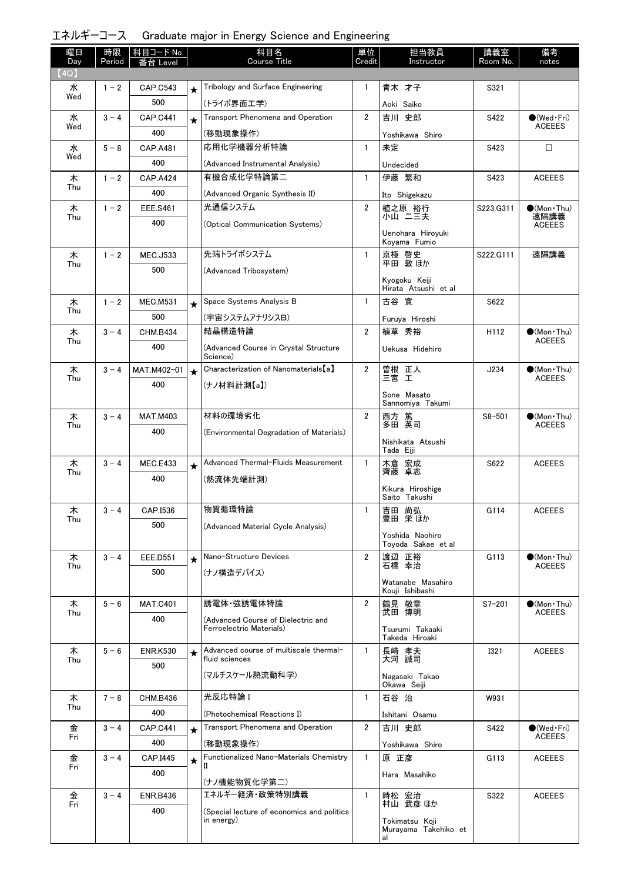## エネルギーコース　Graduate major in Energy Science and Engineering

| 曜日 Day | 時限 Period | 科目コード No. 番台 Level | | 科目名 Course Title | 単位 Credit | 担当教員 Instructor | 講義室 Room No. | 備考 notes |
|---|---|---|---|---|---|---|---|---|
| 【4Q】 | | | | | | | | |
| 水 Wed | 1－2 | CAP.C543 500 | ★ | Tribology and Surface Engineering (トライボ界面工学) | 1 | 青木 才子 Aoki Saiko | S321 | |
| 水 Wed | 3－4 | CAP.C441 400 | ★ | Transport Phenomena and Operation (移動現象操作) | 2 | 吉川 史郎 Yoshikawa Shiro | S422 | ●(Wed・Fri) ACEEES |
| 水 Wed | 5－8 | CAP.A481 400 | | 応用化学機器分析特論 (Advanced Instrumental Analysis) | 1 | 未定 Undecided | S423 | □ |
| 木 Thu | 1－2 | CAP.A424 400 | | 有機合成化学特論第二 (Advanced Organic Synthesis II) | 1 | 伊藤 繁和 Ito Shigekazu | S423 | ACEEES |
| 木 Thu | 1－2 | EEE.S461 400 | | 光通信システム (Optical Communication Systems) | 2 | 植之原 裕行 小山 二三夫 Uenohara Hiroyuki Koyama Fumio | S223,G311 | ●(Mon・Thu) 遠隔講義 ACEEES |
| 木 Thu | 1－2 | MEC.J533 500 | | 先端トライボシステム (Advanced Tribosystem) | 1 | 京極 啓史 平田 敦 ほか Kyogoku Keiji Hirata Atsushi et al | S222,G111 | 遠隔講義 |
| 木 Thu | 1－2 | MEC.M531 500 | ★ | Space Systems Analysis B (宇宙システムアナリシスB) | 1 | 古谷 寛 Furuya Hiroshi | S622 | |
| 木 Thu | 3－4 | CHM.B434 400 | | 結晶構造特論 (Advanced Course in Crystal Structure Science) | 2 | 植草 秀裕 Uekusa Hidehiro | H112 | ●(Mon・Thu) ACEEES |
| 木 Thu | 3－4 | MAT.M402-01 400 | ★ | Characterization of Nanomaterials【a】 (ナノ材料計測【a】) | 2 | 曽根 正人 三宮 工 Sone Masato Sannomiya Takumi | J234 | ●(Mon・Thu) ACEEES |
| 木 Thu | 3－4 | MAT.M403 400 | | 材料の環境劣化 (Environmental Degradation of Materials) | 2 | 西方 篤 多田 英司 Nishikata Atsushi Tada Eiji | S8-501 | ●(Mon・Thu) ACEEES |
| 木 Thu | 3－4 | MEC.E433 400 | ★ | Advanced Thermal-Fluids Measurement (熱流体先端計測) | 1 | 木倉 宏成 齊藤 卓志 Kikura Hiroshige Saito Takushi | S622 | ACEEES |
| 木 Thu | 3－4 | CAP.I536 500 | | 物質循環特論 (Advanced Material Cycle Analysis) | 1 | 吉田 尚弘 豊田 栄 ほか Yoshida Naohiro Toyoda Sakae et al | G114 | ACEEES |
| 木 Thu | 3－4 | EEE.D551 500 | ★ | Nano-Structure Devices (ナノ構造デバイス) | 2 | 渡辺 正裕 石橋 幸治 Watanabe Masahiro Kouji Ishibashi | G113 | ●(Mon・Thu) ACEEES |
| 木 Thu | 5－6 | MAT.C401 400 | | 誘電体・強誘電体特論 (Advanced Course of Dielectric and Ferroelectric Materials) | 2 | 鶴見 敬章 武田 博明 Tsurumi Takaaki Takeda Hiroaki | S7-201 | ●(Mon・Thu) ACEEES |
| 木 Thu | 5－6 | ENR.K530 500 | ★ | Advanced course of multiscale thermal-fluid sciences (マルチスケール熱流動科学) | 1 | 長﨑 孝夫 大河 誠司 Nagasaki Takao Okawa Seiji | I321 | ACEEES |
| 木 Thu | 7－8 | CHM.B436 400 | | 光反応特論 I (Photochemical Reactions I) | 1 | 石谷 治 Ishitani Osamu | W931 | |
| 金 Fri | 3－4 | CAP.C441 400 | ★ | Transport Phenomena and Operation (移動現象操作) | 2 | 吉川 史郎 Yoshikawa Shiro | S422 | ●(Wed・Fri) ACEEES |
| 金 Fri | 3－4 | CAP.I445 400 | ★ | Functionalized Nano-Materials Chemistry II (ナノ機能物質化学第二) | 1 | 原 正彦 Hara Masahiko | G113 | ACEEES |
| 金 Fri | 3－4 | ENR.B436 400 | | エネルギー経済・政策特別講義 (Special lecture of economics and politics in energy) | 1 | 時松 宏治 村山 武彦 ほか Tokimatsu Koji Murayama Takehiko et al | S322 | ACEEES |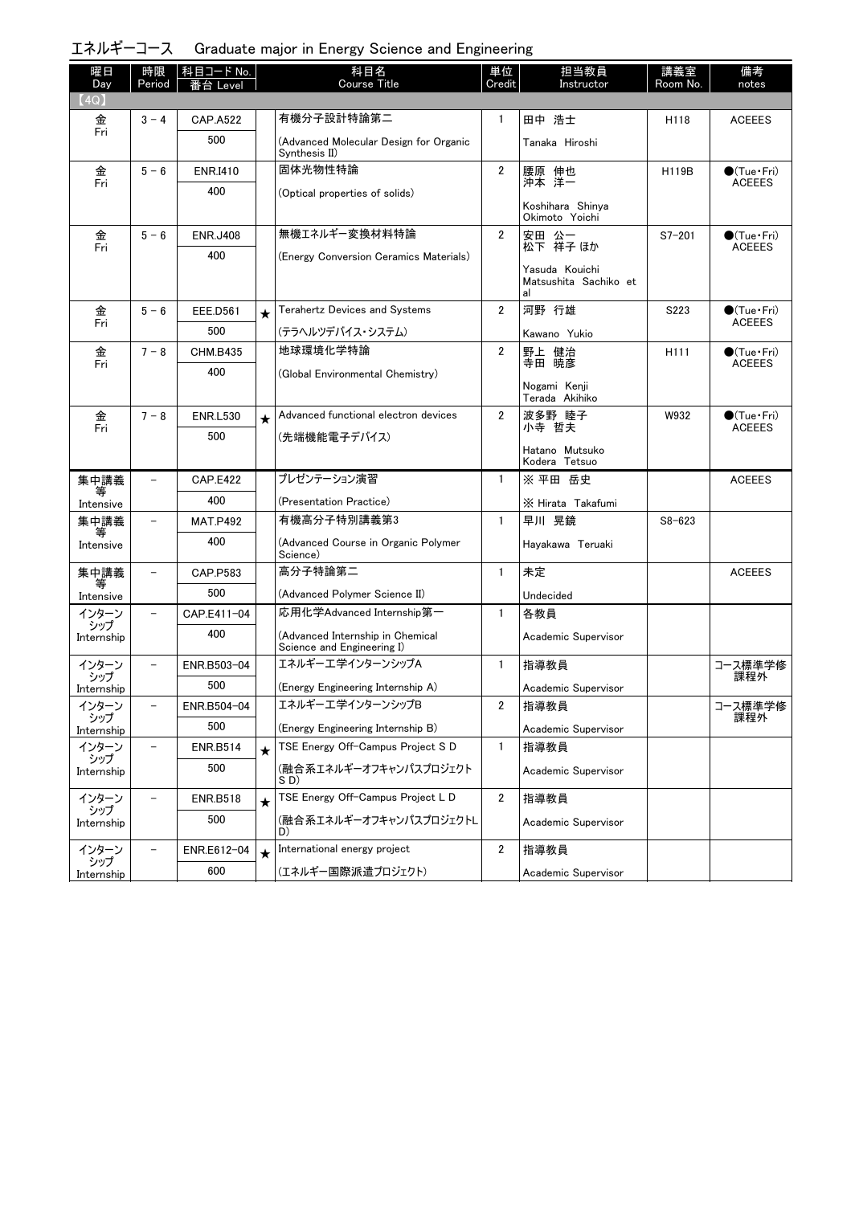## エネルギーコース　Graduate major in Energy Science and Engineering

| 曜日 Day | 時限 Period | 科目コード No. 番台 Level | | 科目名 Course Title | 単位 Credit | 担当教員 Instructor | 講義室 Room No. | 備考 notes |
|---|---|---|---|---|---|---|---|---|
| 【4Q】 | | | | | | | | |
| 金 Fri | 3 - 4 | CAP.A522 500 | | 有機分子設計特論第二 (Advanced Molecular Design for Organic Synthesis II) | 1 | 田中 浩士 Tanaka Hiroshi | H118 | ACEEES |
| 金 Fri | 5 - 6 | ENR.I410 400 | | 固体光物性特論 (Optical properties of solids) | 2 | 腰原 伸也 沖本 洋一 Koshihara Shinya Okimoto Yoichi | H119B | ●(Tue・Fri) ACEEES |
| 金 Fri | 5 - 6 | ENR.J408 400 | | 無機エネルギー変換材料特論 (Energy Conversion Ceramics Materials) | 2 | 安田 公一 松下 祥子 ほか Yasuda Kouichi Matsushita Sachiko et al | S7-201 | ●(Tue・Fri) ACEEES |
| 金 Fri | 5 - 6 | EEE.D561 500 | ★ | Terahertz Devices and Systems (テラヘルツデバイス・システム) | 2 | 河野 行雄 Kawano Yukio | S223 | ●(Tue・Fri) ACEEES |
| 金 Fri | 7 - 8 | CHM.B435 400 | | 地球環境化学特論 (Global Environmental Chemistry) | 2 | 野上 健治 寺田 暁彦 Nogami Kenji Terada Akihiko | H111 | ●(Tue・Fri) ACEEES |
| 金 Fri | 7 - 8 | ENR.L530 500 | ★ | Advanced functional electron devices (先端機能電子デバイス) | 2 | 波多野 睦子 小寺 哲夫 Hatano Mutsuko Kodera Tetsuo | W932 | ●(Tue・Fri) ACEEES |
| 集中講義等 Intensive | - | CAP.E422 400 | | プレゼンテーション演習 (Presentation Practice) | 1 | ※ 平田 岳史 ※ Hirata Takafumi | | ACEEES |
| 集中講義等 Intensive | - | MAT.P492 400 | | 有機高分子特別講義第3 (Advanced Course in Organic Polymer Science) | 1 | 早川 晃鏡 Hayakawa Teruaki | S8-623 | |
| 集中講義等 Intensive | - | CAP.P583 500 | | 高分子特論第二 (Advanced Polymer Science II) | 1 | 未定 Undecided | | ACEEES |
| インターンシップ Internship | - | CAP.E411-04 400 | | 応用化学Advanced Internship第一 (Advanced Internship in Chemical Science and Engineering I) | 1 | 各教員 Academic Supervisor | | |
| インターンシップ Internship | - | ENR.B503-04 500 | | エネルギー工学インターンシップA (Energy Engineering Internship A) | 1 | 指導教員 Academic Supervisor | | コース標準学修課程外 |
| インターンシップ Internship | - | ENR.B504-04 500 | | エネルギー工学インターンシップB (Energy Engineering Internship B) | 2 | 指導教員 Academic Supervisor | | コース標準学修課程外 |
| インターンシップ Internship | - | ENR.B514 500 | ★ | TSE Energy Off-Campus Project S D (融合系エネルギーオフキャンパスプロジェクトS D) | 1 | 指導教員 Academic Supervisor | | |
| インターンシップ Internship | - | ENR.B518 500 | ★ | TSE Energy Off-Campus Project L D (融合系エネルギーオフキャンパスプロジェクトL D) | 2 | 指導教員 Academic Supervisor | | |
| インターンシップ Internship | - | ENR.E612-04 600 | ★ | International energy project (エネルギー国際派遣プロジェクト) | 2 | 指導教員 Academic Supervisor | | |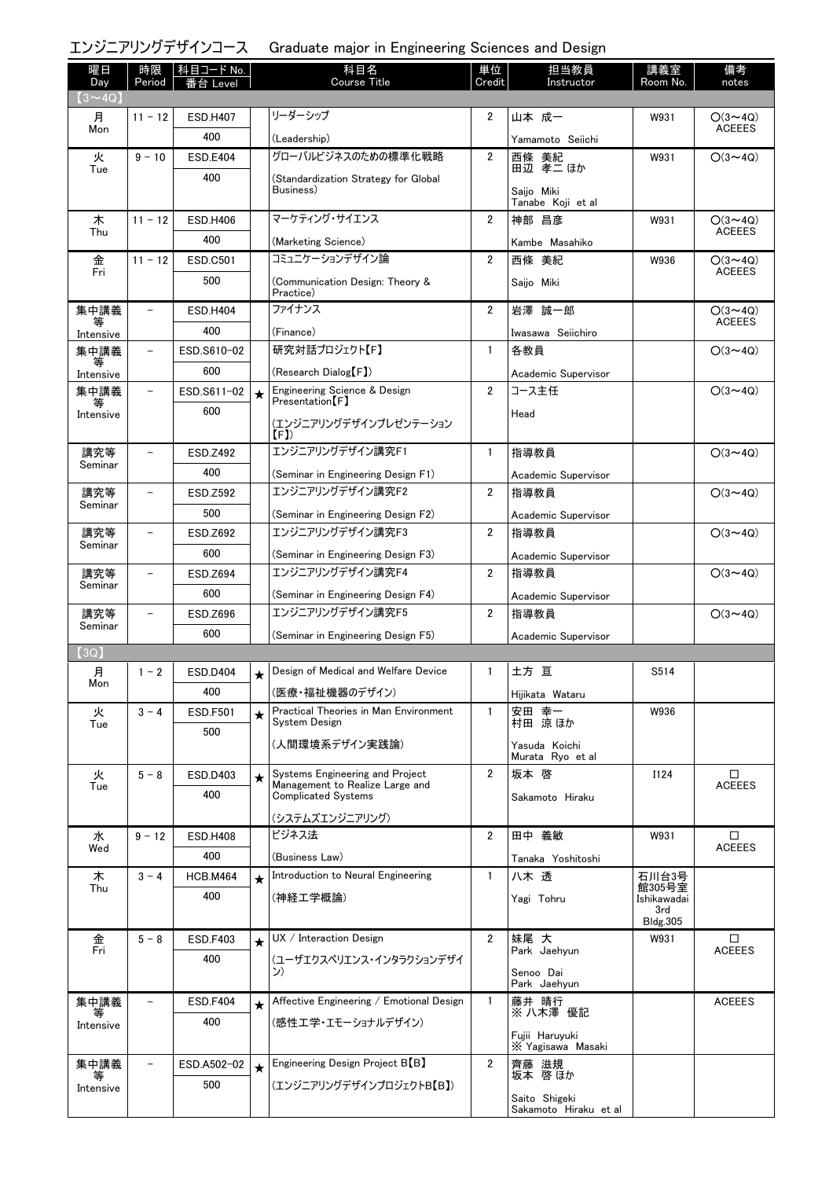エンジニアリングデザインコース　Graduate major in Engineering Sciences and Design

| 曜日 Day | 時限 Period | 科目コード No. 番台 Level | | 科目名 Course Title | 単位 Credit | 担当教員 Instructor | 講義室 Room No. | 備考 notes |
|---|---|---|---|---|---|---|---|---|
| 【3～4Q】 | | | | | | | | |
| 月 Mon | 11 - 12 | ESD.H407 400 | | リーダーシップ (Leadership) | 2 | 山本 成一 Yamamoto Seiichi | W931 | ○(3～4Q) ACEEES |
| 火 Tue | 9 - 10 | ESD.E404 400 | | グローバルビジネスのための標準化戦略 (Standardization Strategy for Global Business) | 2 | 西條 美紀 田辺 孝二 ほか Saijo Miki Tanabe Koji et al | W931 | ○(3～4Q) |
| 木 Thu | 11 - 12 | ESD.H406 400 | | マーケティング・サイエンス (Marketing Science) | 2 | 神部 昌彦 Kambe Masahiko | W931 | ○(3～4Q) ACEEES |
| 金 Fri | 11 - 12 | ESD.C501 500 | | コミュニケーションデザイン論 (Communication Design: Theory & Practice) | 2 | 西條 美紀 Saijo Miki | W936 | ○(3～4Q) ACEEES |
| 集中講義等 Intensive | － | ESD.H404 400 | | ファイナンス (Finance) | 2 | 岩澤 誠一郎 Iwasawa Seiichiro | | ○(3～4Q) ACEEES |
| 集中講義等 Intensive | － | ESD.S610-02 600 | | 研究対話プロジェクト【F】 (Research Dialog【F】) | 1 | 各教員 Academic Supervisor | | ○(3～4Q) |
| 集中講義等 Intensive | － | ESD.S611-02 600 | ★ | Engineering Science & Design Presentation【F】 (エンジニアリングデザインプレゼンテーション【F】) | 2 | コース主任 Head | | ○(3～4Q) |
| 講究等 Seminar | － | ESD.Z492 400 | | エンジニアリングデザイン講究F1 (Seminar in Engineering Design F1) | 1 | 指導教員 Academic Supervisor | | ○(3～4Q) |
| 講究等 Seminar | － | ESD.Z592 500 | | エンジニアリングデザイン講究F2 (Seminar in Engineering Design F2) | 2 | 指導教員 Academic Supervisor | | ○(3～4Q) |
| 講究等 Seminar | － | ESD.Z692 600 | | エンジニアリングデザイン講究F3 (Seminar in Engineering Design F3) | 2 | 指導教員 Academic Supervisor | | ○(3～4Q) |
| 講究等 Seminar | － | ESD.Z694 600 | | エンジニアリングデザイン講究F4 (Seminar in Engineering Design F4) | 2 | 指導教員 Academic Supervisor | | ○(3～4Q) |
| 講究等 Seminar | － | ESD.Z696 600 | | エンジニアリングデザイン講究F5 (Seminar in Engineering Design F5) | 2 | 指導教員 Academic Supervisor | | ○(3～4Q) |
| 【3Q】 | | | | | | | | |
| 月 Mon | 1 - 2 | ESD.D404 400 | ★ | Design of Medical and Welfare Device (医療・福祉機器のデザイン) | 1 | 土方 亘 Hijikata Wataru | S514 | |
| 火 Tue | 3 - 4 | ESD.F501 500 | ★ | Practical Theories in Man Environment System Design (人間環境系デザイン実践論) | 1 | 安田 幸一 村田 涼 ほか Yasuda Koichi Murata Ryo et al | W936 | |
| 火 Tue | 5 - 8 | ESD.D403 400 | ★ | Systems Engineering and Project Management to Realize Large and Complicated Systems (システムズエンジニアリング) | 2 | 坂本 啓 Sakamoto Hiraku | I124 | □ ACEEES |
| 水 Wed | 9 - 12 | ESD.H408 400 | | ビジネス法 (Business Law) | 2 | 田中 義敏 Tanaka Yoshitoshi | W931 | □ ACEEES |
| 木 Thu | 3 - 4 | HCB.M464 400 | ★ | Introduction to Neural Engineering (神経工学概論) | 1 | 八木 透 Yagi Tohru | 石川台3号館305号室 Ishikawadai 3rd Bldg.305 | |
| 金 Fri | 5 - 8 | ESD.F403 400 | ★ | UX / Interaction Design (ユーザエクスペリエンス・インタラクションデザイン) | 2 | 妹尾 大 Park Jaehyun Senoo Dai Park Jaehyun | W931 | □ ACEEES |
| 集中講義等 Intensive | － | ESD.F404 400 | ★ | Affective Engineering / Emotional Design (感性工学・エモーショナルデザイン) | 1 | 藤井 晴行 ※ 八木澤 優記 Fujii Haruyuki ※ Yagisawa Masaki | | ACEEES |
| 集中講義等 Intensive | － | ESD.A502-02 500 | ★ | Engineering Design Project B【B】 (エンジニアリングデザインプロジェクトB【B】) | 2 | 齊藤 滋規 坂本 啓 ほか Saito Shigeki Sakamoto Hiraku et al | | |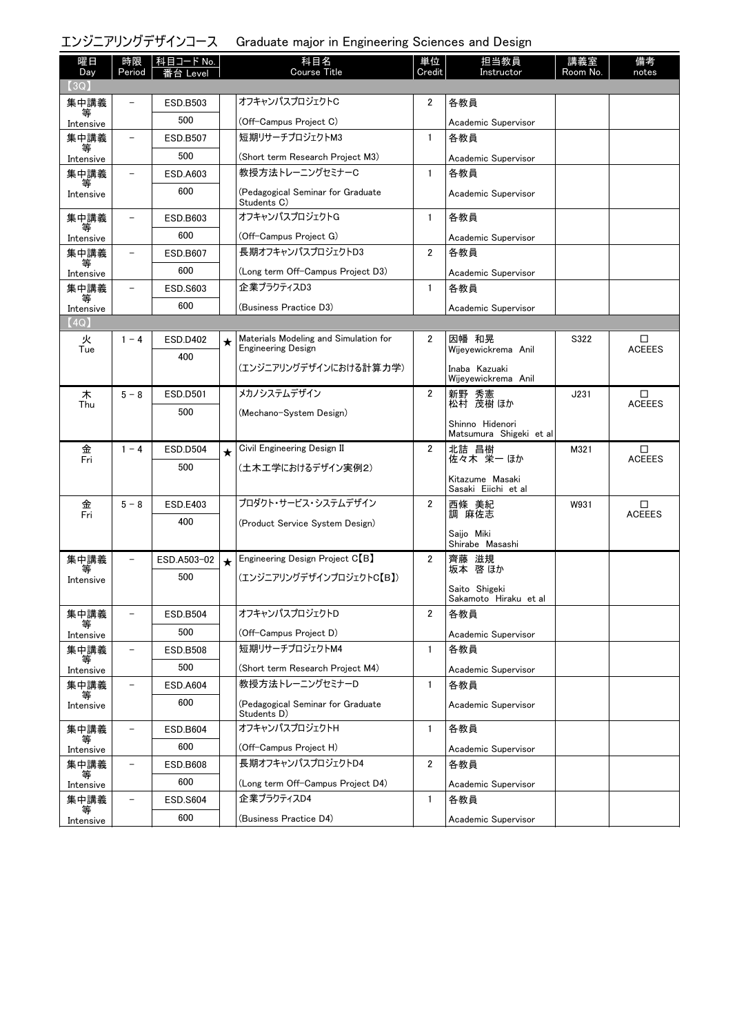## エンジニアリングデザインコース　Graduate major in Engineering Sciences and Design

| 曜日 Day | 時限 Period | 科目コード No. 番台 Level | | 科目名 Course Title | 単位 Credit | 担当教員 Instructor | 講義室 Room No. | 備考 notes |
|---|---|---|---|---|---|---|---|---|
| 【3Q】 | | | | | | | | |
| 集中講義等 Intensive | － | ESD.B503 500 | | オフキャンパスプロジェクトC (Off-Campus Project C) | 2 | 各教員 Academic Supervisor | | |
| 集中講義等 Intensive | － | ESD.B507 500 | | 短期リサーチプロジェクトM3 (Short term Research Project M3) | 1 | 各教員 Academic Supervisor | | |
| 集中講義等 Intensive | － | ESD.A603 600 | | 教授方法トレーニングセミナーC (Pedagogical Seminar for Graduate Students C) | 1 | 各教員 Academic Supervisor | | |
| 集中講義等 Intensive | － | ESD.B603 600 | | オフキャンパスプロジェクトG (Off-Campus Project G) | 1 | 各教員 Academic Supervisor | | |
| 集中講義等 Intensive | － | ESD.B607 600 | | 長期オフキャンパスプロジェクトD3 (Long term Off-Campus Project D3) | 2 | 各教員 Academic Supervisor | | |
| 集中講義等 Intensive | － | ESD.S603 600 | | 企業プラクティスD3 (Business Practice D3) | 1 | 各教員 Academic Supervisor | | |
| 【4Q】 | | | | | | | | |
| 火 Tue | 1－4 | ESD.D402 400 | ★ | Materials Modeling and Simulation for Engineering Design (エンジニアリングデザインにおける計算力学) | 2 | 因幡 和晃 Wijeyewickrema Anil Inaba Kazuaki Wijeyewickrema Anil | S322 | □ ACEEES |
| 木 Thu | 5－8 | ESD.D501 500 | | メカノシステムデザイン (Mechano-System Design) | 2 | 新野 秀憲 松村 茂樹 ほか Shinno Hidenori Matsumura Shigeki et al | J231 | □ ACEEES |
| 金 Fri | 1－4 | ESD.D504 500 | ★ | Civil Engineering Design II (土木工学におけるデザイン実例2) | 2 | 北詰 昌樹 佐々木 栄一 ほか Kitazume Masaki Sasaki Eiichi et al | M321 | □ ACEEES |
| 金 Fri | 5－8 | ESD.E403 400 | | プロダクト・サービス・システムデザイン (Product Service System Design) | 2 | 西條 美紀 調 麻佐志 Saijo Miki Shirabe Masashi | W931 | □ ACEEES |
| 集中講義等 Intensive | － | ESD.A503-02 500 | ★ | Engineering Design Project C【B】 (エンジニアリングデザインプロジェクトC【B】) | 2 | 齊藤 滋規 坂本 啓 ほか Saito Shigeki Sakamoto Hiraku et al | | |
| 集中講義等 Intensive | － | ESD.B504 500 | | オフキャンパスプロジェクトD (Off-Campus Project D) | 2 | 各教員 Academic Supervisor | | |
| 集中講義等 Intensive | － | ESD.B508 500 | | 短期リサーチプロジェクトM4 (Short term Research Project M4) | 1 | 各教員 Academic Supervisor | | |
| 集中講義等 Intensive | － | ESD.A604 600 | | 教授方法トレーニングセミナーD (Pedagogical Seminar for Graduate Students D) | 1 | 各教員 Academic Supervisor | | |
| 集中講義等 Intensive | － | ESD.B604 600 | | オフキャンパスプロジェクトH (Off-Campus Project H) | 1 | 各教員 Academic Supervisor | | |
| 集中講義等 Intensive | － | ESD.B608 600 | | 長期オフキャンパスプロジェクトD4 (Long term Off-Campus Project D4) | 2 | 各教員 Academic Supervisor | | |
| 集中講義等 Intensive | － | ESD.S604 600 | | 企業プラクティスD4 (Business Practice D4) | 1 | 各教員 Academic Supervisor | | |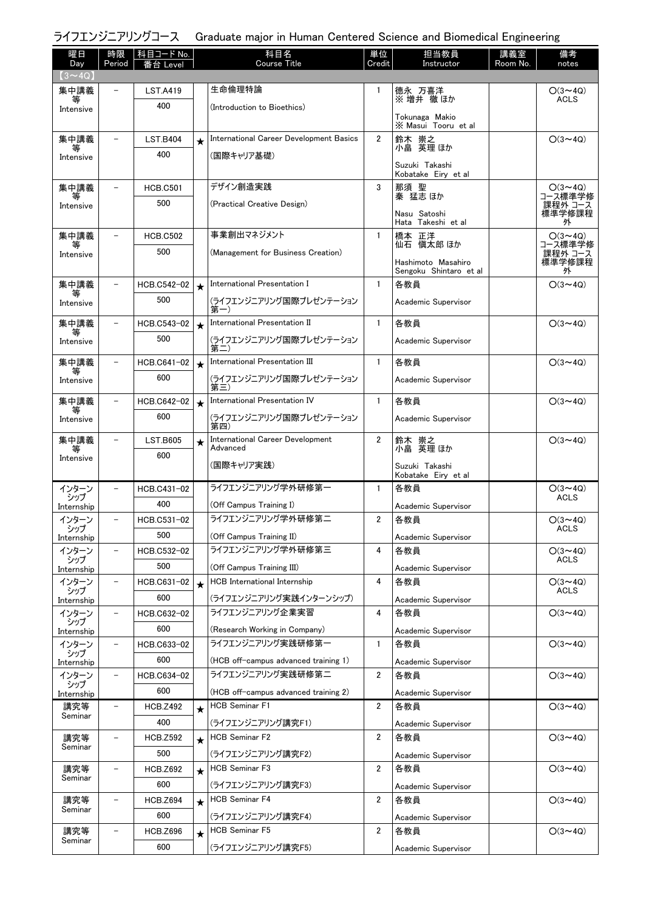ライフエンジニアリングコース　Graduate major in Human Centered Science and Biomedical Engineering

| 曜日 Day | 時限 Period | 科目コード No. 番台 Level | | 科目名 Course Title | 単位 Credit | 担当教員 Instructor | 講義室 Room No. | 備考 notes |
|---|---|---|---|---|---|---|---|---|
| 【3～4Q】 | | | | | | | | |
| 集中講義等 Intensive | － | LST.A419 400 | | 生命倫理特論 (Introduction to Bioethics) | 1 | 徳永 万喜洋 ※ 増井 徹 ほか Tokunaga Makio ※ Masui Tooru et al | | ○(3～4Q) ACLS |
| 集中講義等 Intensive | － | LST.B404 400 | ★ | International Career Development Basics (国際キャリア基礎) | 2 | 鈴木 崇之 小畠 英理 ほか Suzuki Takashi Kobatake Eiry et al | | ○(3～4Q) |
| 集中講義等 Intensive | － | HCB.C501 500 | | デザイン創造実践 (Practical Creative Design) | 3 | 那須 聖 秦 猛志 ほか Nasu Satoshi Hata Takeshi et al | | ○(3～4Q) コース標準学修課程外 コース標準学修課程外 |
| 集中講義等 Intensive | － | HCB.C502 500 | | 事業創出マネジメント (Management for Business Creation) | 1 | 橋本 正洋 仙石 慎太郎 ほか Hashimoto Masahiro Sengoku Shintaro et al | | ○(3～4Q) コース標準学修課程外 コース標準学修課程外 |
| 集中講義等 Intensive | － | HCB.C542-02 500 | ★ | International Presentation I (ライフエンジニアリング国際プレゼンテーション第一) | 1 | 各教員 Academic Supervisor | | ○(3～4Q) |
| 集中講義等 Intensive | － | HCB.C543-02 500 | ★ | International Presentation II (ライフエンジニアリング国際プレゼンテーション第二) | 1 | 各教員 Academic Supervisor | | ○(3～4Q) |
| 集中講義等 Intensive | － | HCB.C641-02 600 | ★ | International Presentation III (ライフエンジニアリング国際プレゼンテーション第三) | 1 | 各教員 Academic Supervisor | | ○(3～4Q) |
| 集中講義等 Intensive | － | HCB.C642-02 600 | ★ | International Presentation IV (ライフエンジニアリング国際プレゼンテーション第四) | 1 | 各教員 Academic Supervisor | | ○(3～4Q) |
| 集中講義等 Intensive | － | LST.B605 600 | ★ | International Career Development Advanced (国際キャリア実践) | 2 | 鈴木 崇之 小畠 英理 ほか Suzuki Takashi Kobatake Eiry et al | | ○(3～4Q) |
| インターンシップ Internship | － | HCB.C431-02 400 | | ライフエンジニアリング学外研修第一 (Off Campus Training I) | 1 | 各教員 Academic Supervisor | | ○(3～4Q) ACLS |
| インターンシップ Internship | － | HCB.C531-02 500 | | ライフエンジニアリング学外研修第二 (Off Campus Training II) | 2 | 各教員 Academic Supervisor | | ○(3～4Q) ACLS |
| インターンシップ Internship | － | HCB.C532-02 500 | | ライフエンジニアリング学外研修第三 (Off Campus Training III) | 4 | 各教員 Academic Supervisor | | ○(3～4Q) ACLS |
| インターンシップ Internship | － | HCB.C631-02 600 | ★ | HCB International Internship (ライフエンジニアリング実践インターンシップ) | 4 | 各教員 Academic Supervisor | | ○(3～4Q) ACLS |
| インターンシップ Internship | － | HCB.C632-02 600 | | ライフエンジニアリング企業実習 (Research Working in Company) | 4 | 各教員 Academic Supervisor | | ○(3～4Q) |
| インターンシップ Internship | － | HCB.C633-02 600 | | ライフエンジニアリング実践研修第一 (HCB off-campus advanced training 1) | 1 | 各教員 Academic Supervisor | | ○(3～4Q) |
| インターンシップ Internship | － | HCB.C634-02 600 | | ライフエンジニアリング実践研修第二 (HCB off-campus advanced training 2) | 2 | 各教員 Academic Supervisor | | ○(3～4Q) |
| 講究等 Seminar | － | HCB.Z492 400 | ★ | HCB Seminar F1 (ライフエンジニアリング講究F1) | 2 | 各教員 Academic Supervisor | | ○(3～4Q) |
| 講究等 Seminar | － | HCB.Z592 500 | ★ | HCB Seminar F2 (ライフエンジニアリング講究F2) | 2 | 各教員 Academic Supervisor | | ○(3～4Q) |
| 講究等 Seminar | － | HCB.Z692 600 | ★ | HCB Seminar F3 (ライフエンジニアリング講究F3) | 2 | 各教員 Academic Supervisor | | ○(3～4Q) |
| 講究等 Seminar | － | HCB.Z694 600 | ★ | HCB Seminar F4 (ライフエンジニアリング講究F4) | 2 | 各教員 Academic Supervisor | | ○(3～4Q) |
| 講究等 Seminar | － | HCB.Z696 600 | ★ | HCB Seminar F5 (ライフエンジニアリング講究F5) | 2 | 各教員 Academic Supervisor | | ○(3～4Q) |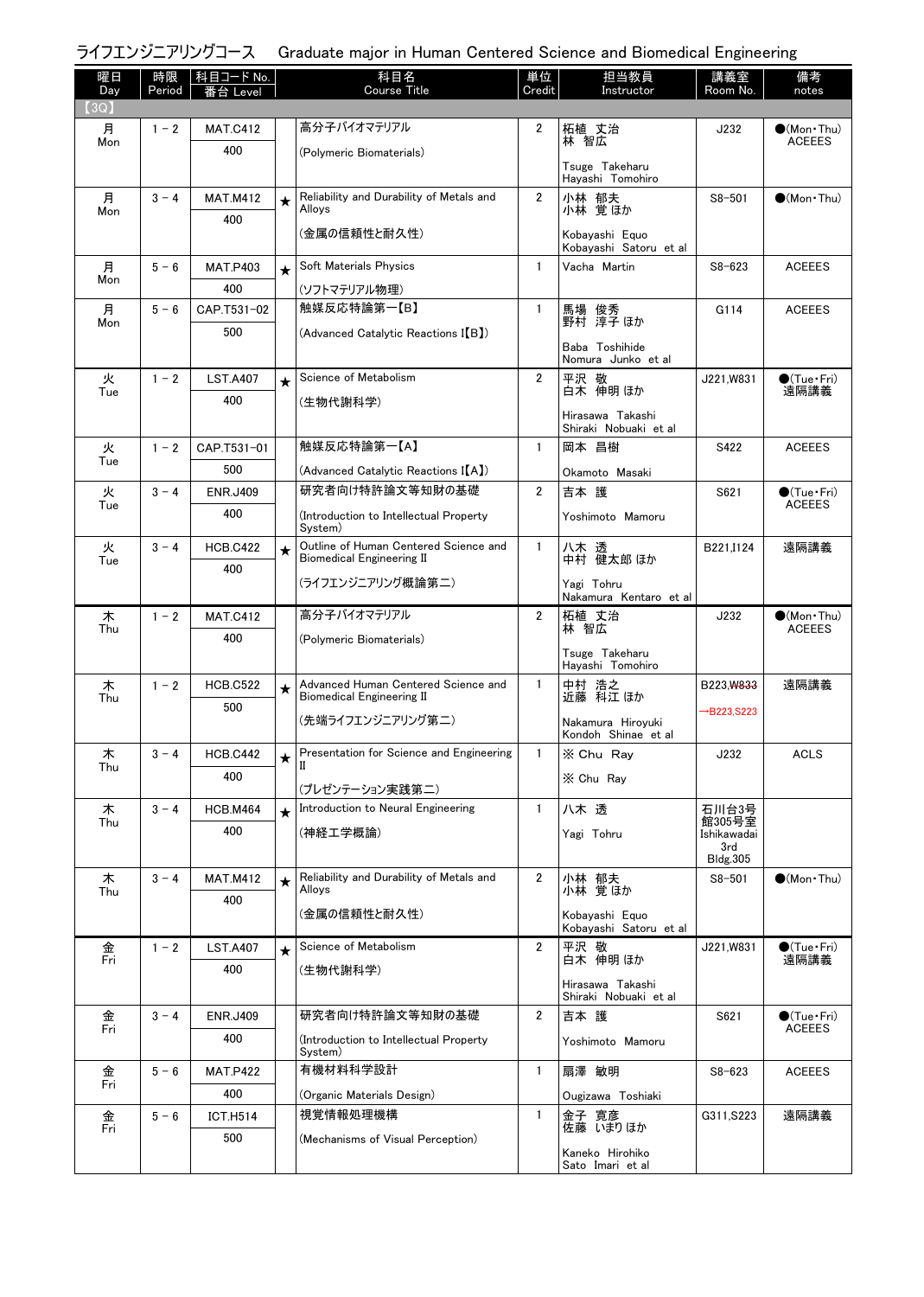# ライフエンジニアリングコース　Graduate major in Human Centered Science and Biomedical Engineering

| 曜日 Day | 時限 Period | 科目コード No. 番台 Level | | 科目名 Course Title | 単位 Credit | 担当教員 Instructor | 講義室 Room No. | 備考 notes |
|---|---|---|---|---|---|---|---|---|
| 【3Q】 | | | | | | | | |
| 月 Mon | 1 - 2 | MAT.C412 400 | | 高分子バイオマテリアル (Polymeric Biomaterials) | 2 | 柘植 丈治 林 智広 Tsuge Takeharu Hayashi Tomohiro | J232 | ●(Mon・Thu) ACEEES |
| 月 Mon | 3 - 4 | MAT.M412 400 | ★ | Reliability and Durability of Metals and Alloys (金属の信頼性と耐久性) | 2 | 小林 郁夫 小林 覚 ほか Kobayashi Equo Kobayashi Satoru et al | S8-501 | ●(Mon・Thu) |
| 月 Mon | 5 - 6 | MAT.P403 400 | ★ | Soft Materials Physics (ソフトマテリアル物理) | 1 | Vacha Martin | S8-623 | ACEEES |
| 月 Mon | 5 - 6 | CAP.T531-02 500 | | 触媒反応特論第一【B】 (Advanced Catalytic Reactions I【B】) | 1 | 馬場 俊秀 野村 淳子 ほか Baba Toshihide Nomura Junko et al | G114 | ACEEES |
| 火 Tue | 1 - 2 | LST.A407 400 | ★ | Science of Metabolism (生物代謝科学) | 2 | 平沢 敬 白木 伸明 ほか Hirasawa Takashi Shiraki Nobuaki et al | J221,W831 | ●(Tue・Fri) 遠隔講義 |
| 火 Tue | 1 - 2 | CAP.T531-01 500 | | 触媒反応特論第一【A】 (Advanced Catalytic Reactions I【A】) | 1 | 岡本 昌樹 Okamoto Masaki | S422 | ACEEES |
| 火 Tue | 3 - 4 | ENR.J409 400 | | 研究者向け特許論文等知財の基礎 (Introduction to Intellectual Property System) | 2 | 吉本 護 Yoshimoto Mamoru | S621 | ●(Tue・Fri) ACEEES |
| 火 Tue | 3 - 4 | HCB.C422 400 | ★ | Outline of Human Centered Science and Biomedical Engineering II (ライフエンジニアリング概論第二) | 1 | 八木 透 中村 健太郎 ほか Yagi Tohru Nakamura Kentaro et al | B221,I124 | 遠隔講義 |
| 木 Thu | 1 - 2 | MAT.C412 400 | | 高分子バイオマテリアル (Polymeric Biomaterials) | 2 | 柘植 丈治 林 智広 Tsuge Takeharu Hayashi Tomohiro | J232 | ●(Mon・Thu) ACEEES |
| 木 Thu | 1 - 2 | HCB.C522 500 | ★ | Advanced Human Centered Science and Biomedical Engineering II (先端ライフエンジニアリング第二) | 1 | 中村 浩之 近藤 科江 ほか Nakamura Hiroyuki Kondoh Shinae et al | B223,W833 →B223,S223 | 遠隔講義 |
| 木 Thu | 3 - 4 | HCB.C442 400 | ★ | Presentation for Science and Engineering II (プレゼンテーション実践第二) | 1 | ※ Chu Ray ※ Chu Ray | J232 | ACLS |
| 木 Thu | 3 - 4 | HCB.M464 400 | ★ | Introduction to Neural Engineering (神経工学概論) | 1 | 八木 透 Yagi Tohru | 石川台3号館305号室 Ishikawadai 3rd Bldg.305 | |
| 木 Thu | 3 - 4 | MAT.M412 400 | ★ | Reliability and Durability of Metals and Alloys (金属の信頼性と耐久性) | 2 | 小林 郁夫 小林 覚 ほか Kobayashi Equo Kobayashi Satoru et al | S8-501 | ●(Mon・Thu) |
| 金 Fri | 1 - 2 | LST.A407 400 | ★ | Science of Metabolism (生物代謝科学) | 2 | 平沢 敬 白木 伸明 ほか Hirasawa Takashi Shiraki Nobuaki et al | J221,W831 | ●(Tue・Fri) 遠隔講義 |
| 金 Fri | 3 - 4 | ENR.J409 400 | | 研究者向け特許論文等知財の基礎 (Introduction to Intellectual Property System) | 2 | 吉本 護 Yoshimoto Mamoru | S621 | ●(Tue・Fri) ACEEES |
| 金 Fri | 5 - 6 | MAT.P422 400 | | 有機材料科学設計 (Organic Materials Design) | 1 | 扇澤 敏明 Ougizawa Toshiaki | S8-623 | ACEEES |
| 金 Fri | 5 - 6 | ICT.H514 500 | | 視覚情報処理機構 (Mechanisms of Visual Perception) | 1 | 金子 寛彦 佐藤 いまり ほか Kaneko Hirohiko Sato Imari et al | G311,S223 | 遠隔講義 |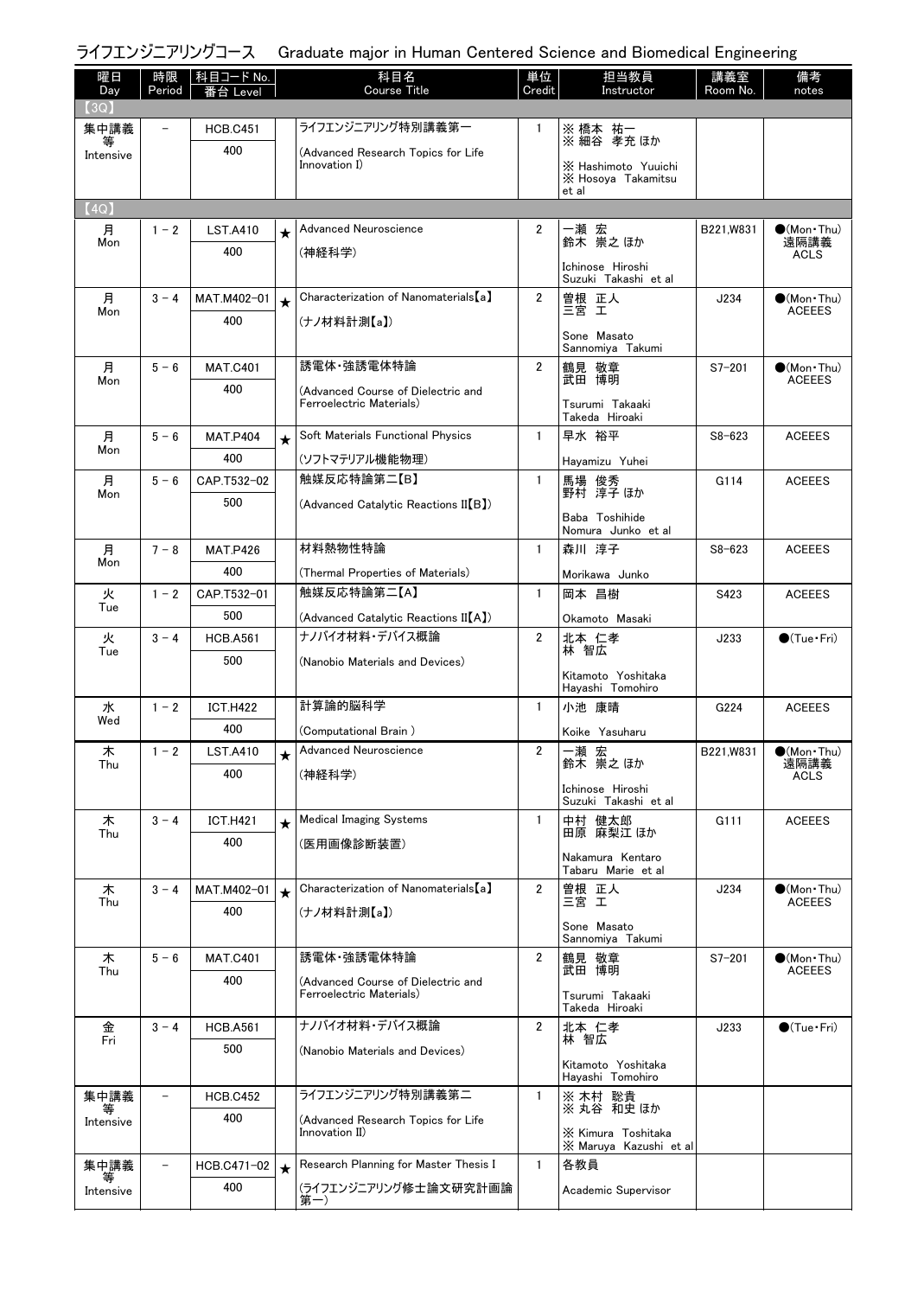# ライフエンジニアリングコース　Graduate major in Human Centered Science and Biomedical Engineering

| 曜日 Day | 時限 Period | 科目コード No. 番台 Level | | 科目名 Course Title | 単位 Credit | 担当教員 Instructor | 講義室 Room No. | 備考 notes |
|---|---|---|---|---|---|---|---|---|
| 【3Q】 | | | | | | | | |
| 集中講義等 Intensive | － | HCB.C451 400 | | ライフエンジニアリング特別講義第一 (Advanced Research Topics for Life Innovation I) | 1 | ※ 橋本　祐一 ※ 細谷　孝充 ほか ※ Hashimoto　Yuuichi ※ Hosoya　Takamitsu et al | | |
| 【4Q】 | | | | | | | | |
| 月 Mon | 1－2 | LST.A410 400 | ★ | Advanced Neuroscience (神経科学) | 2 | 一瀬　宏 鈴木　崇之 ほか Ichinose　Hiroshi Suzuki　Takashi　et al | B221,W831 | ●(Mon・Thu) 遠隔講義 ACLS |
| 月 Mon | 3－4 | MAT.M402-01 400 | ★ | Characterization of Nanomaterials【a】 (ナノ材料計測【a】) | 2 | 曽根　正人 三宮　工 Sone　Masato Sannomiya　Takumi | J234 | ●(Mon・Thu) ACEEES |
| 月 Mon | 5－6 | MAT.C401 400 | | 誘電体・強誘電体特論 (Advanced Course of Dielectric and Ferroelectric Materials) | 2 | 鶴見　敬章 武田　博明 Tsurumi　Takaaki Takeda　Hiroaki | S7-201 | ●(Mon・Thu) ACEEES |
| 月 Mon | 5－6 | MAT.P404 400 | ★ | Soft Materials Functional Physics (ソフトマテリアル機能物理) | 1 | 早水　裕平 Hayamizu　Yuhei | S8-623 | ACEEES |
| 月 Mon | 5－6 | CAP.T532-02 500 | | 触媒反応特論第二【B】 (Advanced Catalytic Reactions II【B】) | 1 | 馬場　俊秀 野村　淳子 ほか Baba　Toshihide Nomura　Junko　et al | G114 | ACEEES |
| 月 Mon | 7－8 | MAT.P426 400 | | 材料熱物性特論 (Thermal Properties of Materials) | 1 | 森川　淳子 Morikawa　Junko | S8-623 | ACEEES |
| 火 Tue | 1－2 | CAP.T532-01 500 | | 触媒反応特論第二【A】 (Advanced Catalytic Reactions II【A】) | 1 | 岡本　昌樹 Okamoto　Masaki | S423 | ACEEES |
| 火 Tue | 3－4 | HCB.A561 500 | | ナノバイオ材料・デバイス概論 (Nanobio Materials and Devices) | 2 | 北本　仁孝 林　智広 Kitamoto　Yoshitaka Hayashi　Tomohiro | J233 | ●(Tue・Fri) |
| 水 Wed | 1－2 | ICT.H422 400 | | 計算論的脳科学 (Computational Brain ) | 1 | 小池　康晴 Koike　Yasuharu | G224 | ACEEES |
| 木 Thu | 1－2 | LST.A410 400 | ★ | Advanced Neuroscience (神経科学) | 2 | 一瀬　宏 鈴木　崇之 ほか Ichinose　Hiroshi Suzuki　Takashi　et al | B221,W831 | ●(Mon・Thu) 遠隔講義 ACLS |
| 木 Thu | 3－4 | ICT.H421 400 | ★ | Medical Imaging Systems (医用画像診断装置) | 1 | 中村　健太郎 田原　麻梨江 ほか Nakamura　Kentaro Tabaru　Marie　et al | G111 | ACEEES |
| 木 Thu | 3－4 | MAT.M402-01 400 | ★ | Characterization of Nanomaterials【a】 (ナノ材料計測【a】) | 2 | 曽根　正人 三宮　工 Sone　Masato Sannomiya　Takumi | J234 | ●(Mon・Thu) ACEEES |
| 木 Thu | 5－6 | MAT.C401 400 | | 誘電体・強誘電体特論 (Advanced Course of Dielectric and Ferroelectric Materials) | 2 | 鶴見　敬章 武田　博明 Tsurumi　Takaaki Takeda　Hiroaki | S7-201 | ●(Mon・Thu) ACEEES |
| 金 Fri | 3－4 | HCB.A561 500 | | ナノバイオ材料・デバイス概論 (Nanobio Materials and Devices) | 2 | 北本　仁孝 林　智広 Kitamoto　Yoshitaka Hayashi　Tomohiro | J233 | ●(Tue・Fri) |
| 集中講義等 Intensive | － | HCB.C452 400 | | ライフエンジニアリング特別講義第二 (Advanced Research Topics for Life Innovation II) | 1 | ※ 木村　聡貴 ※ 丸谷　和史 ほか ※ Kimura　Toshitaka ※ Maruya　Kazushi　et al | | |
| 集中講義等 Intensive | － | HCB.C471-02 400 | ★ | Research Planning for Master Thesis I (ライフエンジニアリング修士論文研究計画論第一) | 1 | 各教員 Academic Supervisor | | |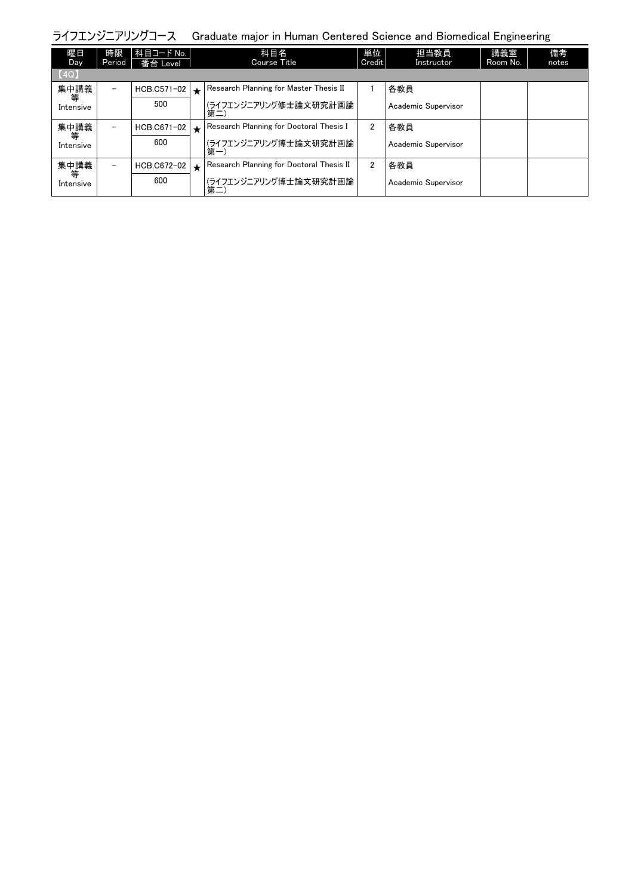## ライフエンジニアリングコース　Graduate major in Human Centered Science and Biomedical Engineering

| 曜日 Day | 時限 Period | 科目コード No. 番台 Level | | 科目名 Course Title | 単位 Credit | 担当教員 Instructor | 講義室 Room No. | 備考 notes |
|---|---|---|---|---|---|---|---|---|
| 【4Q】 | | | | | | | | |
| 集中講義等 Intensive | − | HCB.C571-02 500 | ★ | Research Planning for Master Thesis II (ライフエンジニアリング修士論文研究計画論第二) | 1 | 各教員 Academic Supervisor | | |
| 集中講義等 Intensive | − | HCB.C671-02 600 | ★ | Research Planning for Doctoral Thesis I (ライフエンジニアリング博士論文研究計画論第一) | 2 | 各教員 Academic Supervisor | | |
| 集中講義等 Intensive | − | HCB.C672-02 600 | ★ | Research Planning for Doctoral Thesis II (ライフエンジニアリング博士論文研究計画論第二) | 2 | 各教員 Academic Supervisor | | |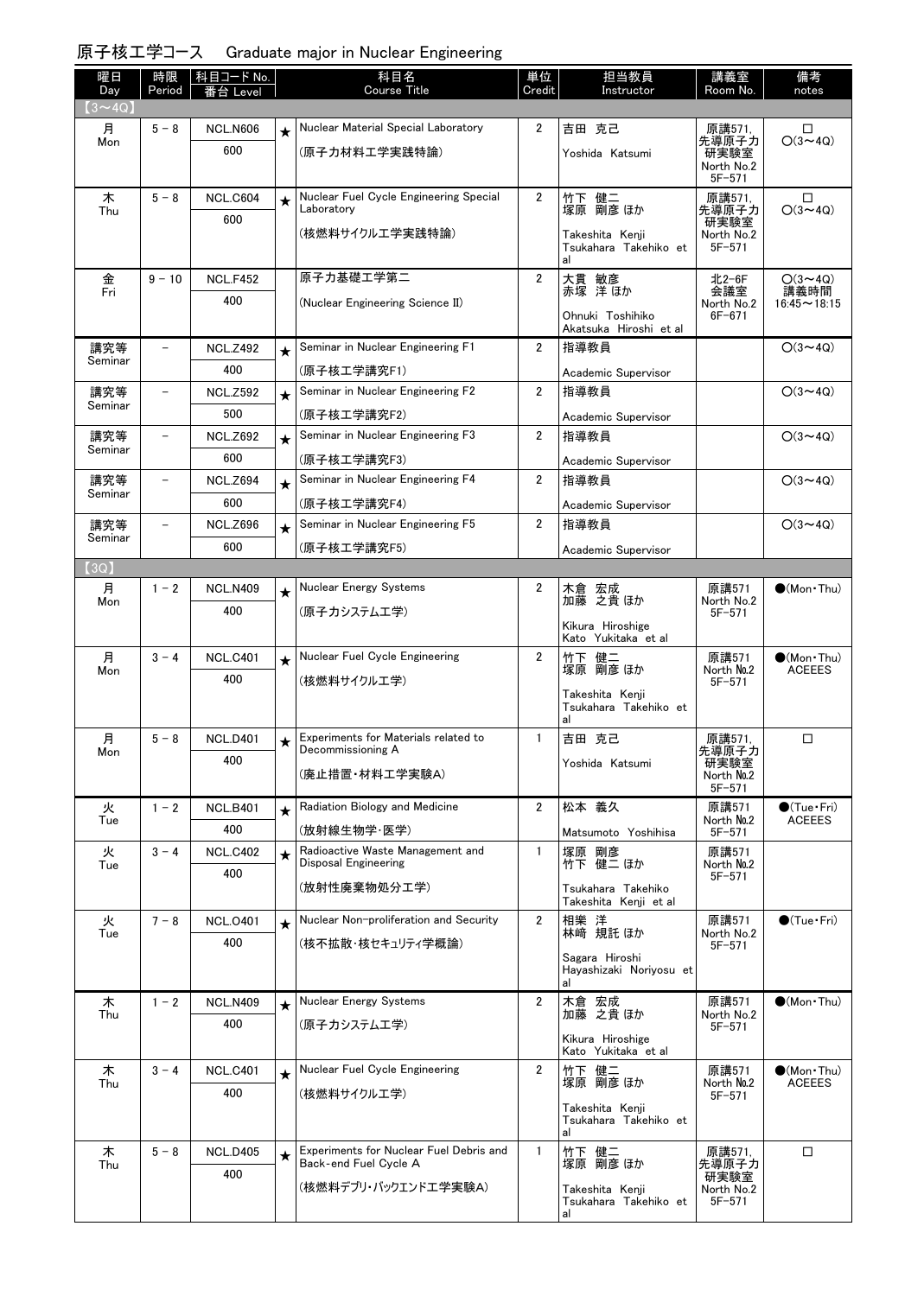## 原子核工学コース　Graduate major in Nuclear Engineering

| 曜日 Day | 時限 Period | 科目コード No. 番台 Level | | 科目名 Course Title | 単位 Credit | 担当教員 Instructor | 講義室 Room No. | 備考 notes |
|---|---|---|---|---|---|---|---|---|
| 【3～4Q】 | | | | | | | | |
| 月 Mon | 5－8 | NCL.N606 600 | ★ | Nuclear Material Special Laboratory (原子力材料工学実践特論) | 2 | 吉田 克己 Yoshida Katsumi | 原講571, 先導原子力研実験室 North No.2 5F-571 | □ ○(3～4Q) |
| 木 Thu | 5－8 | NCL.C604 600 | ★ | Nuclear Fuel Cycle Engineering Special Laboratory (核燃料サイクル工学実践特論) | 2 | 竹下 健二 塚原 剛彦 ほか Takeshita Kenji Tsukahara Takehiko et al | 原講571, 先導原子力研実験室 North No.2 5F-571 | □ ○(3～4Q) |
| 金 Fri | 9－10 | NCL.F452 400 | | 原子力基礎工学第二 (Nuclear Engineering Science II) | 2 | 大貫 敏彦 赤塚 洋 ほか Ohnuki Toshihiko Akatsuka Hiroshi et al | 北2-6F 会議室 North No.2 6F-671 | ○(3～4Q) 講義時間 16:45～18:15 |
| 講究等 Seminar | － | NCL.Z492 400 | ★ | Seminar in Nuclear Engineering F1 (原子核工学講究F1) | 2 | 指導教員 Academic Supervisor | | ○(3～4Q) |
| 講究等 Seminar | － | NCL.Z592 500 | ★ | Seminar in Nuclear Engineering F2 (原子核工学講究F2) | 2 | 指導教員 Academic Supervisor | | ○(3～4Q) |
| 講究等 Seminar | － | NCL.Z692 600 | ★ | Seminar in Nuclear Engineering F3 (原子核工学講究F3) | 2 | 指導教員 Academic Supervisor | | ○(3～4Q) |
| 講究等 Seminar | － | NCL.Z694 600 | ★ | Seminar in Nuclear Engineering F4 (原子核工学講究F4) | 2 | 指導教員 Academic Supervisor | | ○(3～4Q) |
| 講究等 Seminar | － | NCL.Z696 600 | ★ | Seminar in Nuclear Engineering F5 (原子核工学講究F5) | 2 | 指導教員 Academic Supervisor | | ○(3～4Q) |
| 【3Q】 | | | | | | | | |
| 月 Mon | 1－2 | NCL.N409 400 | ★ | Nuclear Energy Systems (原子力システム工学) | 2 | 木倉 宏成 加藤 之貴 ほか Kikura Hiroshige Kato Yukitaka et al | 原講571 North No.2 5F-571 | ●(Mon・Thu) |
| 月 Mon | 3－4 | NCL.C401 400 | ★ | Nuclear Fuel Cycle Engineering (核燃料サイクル工学) | 2 | 竹下 健二 塚原 剛彦 ほか Takeshita Kenji Tsukahara Takehiko et al | 原講571 North No.2 5F-571 | ●(Mon・Thu) ACEEES |
| 月 Mon | 5－8 | NCL.D401 400 | ★ | Experiments for Materials related to Decommissioning A (廃止措置・材料工学実験A) | 1 | 吉田 克己 Yoshida Katsumi | 原講571, 先導原子力研実験室 North No.2 5F-571 | □ |
| 火 Tue | 1－2 | NCL.B401 400 | ★ | Radiation Biology and Medicine (放射線生物学・医学) | 2 | 松本 義久 Matsumoto Yoshihisa | 原講571 North No.2 5F-571 | ●(Tue・Fri) ACEEES |
| 火 Tue | 3－4 | NCL.C402 400 | ★ | Radioactive Waste Management and Disposal Engineering (放射性廃棄物処分工学) | 1 | 塚原 剛彦 竹下 健二 ほか Tsukahara Takehiko Takeshita Kenji et al | 原講571 North No.2 5F-571 | |
| 火 Tue | 7－8 | NCL.O401 400 | ★ | Nuclear Non-proliferation and Security (核不拡散・核セキュリティ学概論) | 2 | 相樂 洋 林崎 規託 ほか Sagara Hiroshi Hayashizaki Noriyosu et al | 原講571 North No.2 5F-571 | ●(Tue・Fri) |
| 木 Thu | 1－2 | NCL.N409 400 | ★ | Nuclear Energy Systems (原子力システム工学) | 2 | 木倉 宏成 加藤 之貴 ほか Kikura Hiroshige Kato Yukitaka et al | 原講571 North No.2 5F-571 | ●(Mon・Thu) |
| 木 Thu | 3－4 | NCL.C401 400 | ★ | Nuclear Fuel Cycle Engineering (核燃料サイクル工学) | 2 | 竹下 健二 塚原 剛彦 ほか Takeshita Kenji Tsukahara Takehiko et al | 原講571 North No.2 5F-571 | ●(Mon・Thu) ACEEES |
| 木 Thu | 5－8 | NCL.D405 400 | ★ | Experiments for Nuclear Fuel Debris and Back-end Fuel Cycle A (核燃料デブリ・バックエンド工学実験A) | 1 | 竹下 健二 塚原 剛彦 ほか Takeshita Kenji Tsukahara Takehiko et al | 原講571, 先導原子力研実験室 North No.2 5F-571 | □ |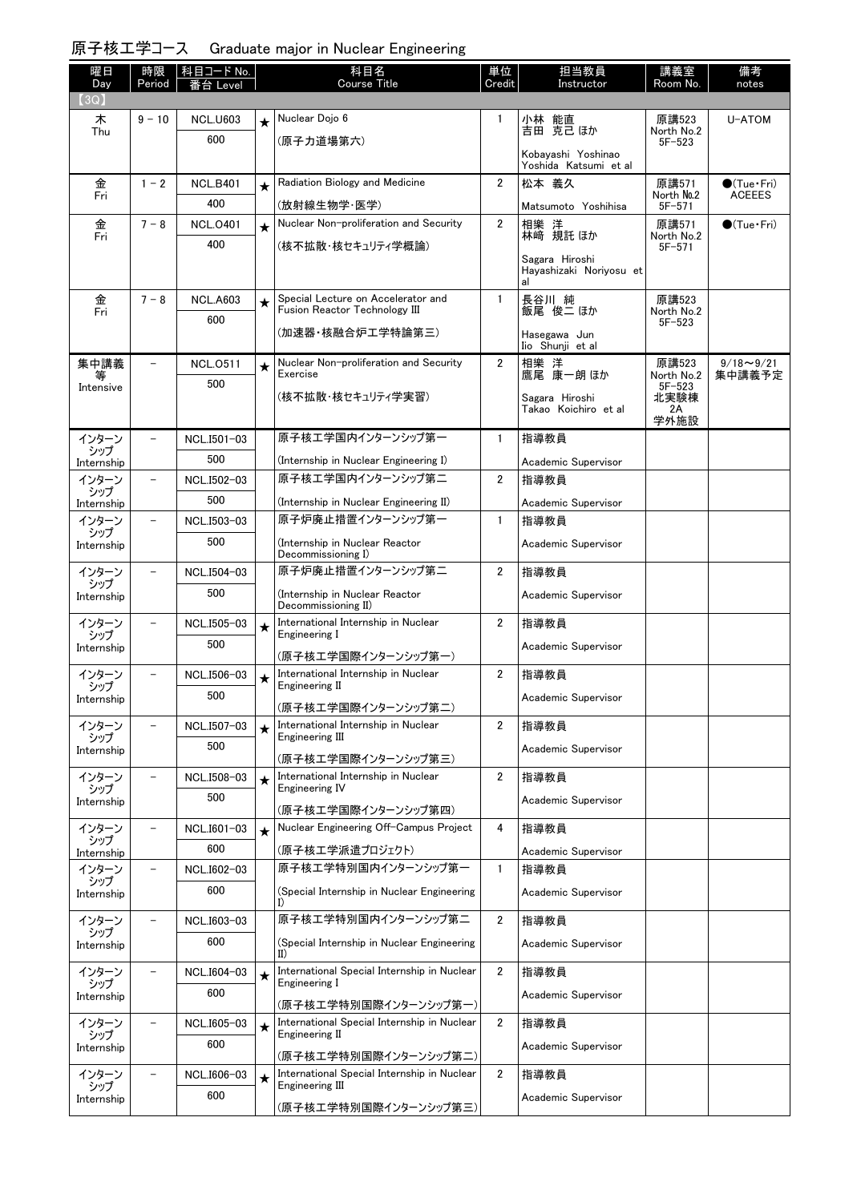## 原子核工学コース　Graduate major in Nuclear Engineering

| 曜日 Day | 時限 Period | 科目コード No. 番台 Level | | 科目名 Course Title | 単位 Credit | 担当教員 Instructor | 講義室 Room No. | 備考 notes |
|---|---|---|---|---|---|---|---|---|
| 【3Q】 | | | | | | | | |
| 木 Thu | 9 - 10 | NCL.U603 600 | ★ | Nuclear Dojo 6 (原子力道場第六) | 1 | 小林 能直 吉田 克己 ほか Kobayashi Yoshinao Yoshida Katsumi et al | 原講523 North No.2 5F-523 | U-ATOM |
| 金 Fri | 1 - 2 | NCL.B401 400 | ★ | Radiation Biology and Medicine (放射線生物学・医学) | 2 | 松本 義久 Matsumoto Yoshihisa | 原講571 North No.2 5F-571 | ●(Tue・Fri) ACEEES |
| 金 Fri | 7 - 8 | NCL.O401 400 | ★ | Nuclear Non-proliferation and Security (核不拡散・核セキュリティ学概論) | 2 | 相樂 洋 林﨑 規託 ほか Sagara Hiroshi Hayashizaki Noriyosu et al | 原講571 North No.2 5F-571 | ●(Tue・Fri) |
| 金 Fri | 7 - 8 | NCL.A603 600 | ★ | Special Lecture on Accelerator and Fusion Reactor Technology III (加速器・核融合炉工学特論第三) | 1 | 長谷川 純 飯尾 俊二 ほか Hasegawa Jun Iio Shunji et al | 原講523 North No.2 5F-523 | |
| 集中講義等 Intensive | – | NCL.O511 500 | ★ | Nuclear Non-proliferation and Security Exercise (核不拡散・核セキュリティ学実習) | 2 | 相樂 洋 鷹尾 康一朗 ほか Sagara Hiroshi Takao Koichiro et al | 原講523 North No.2 5F-523 北実験棟2A 学外施設 | 9/18～9/21 集中講義予定 |
| インターンシップ Internship | – | NCL.I501-03 500 | | 原子核工学国内インターンシップ第一 (Internship in Nuclear Engineering I) | 1 | 指導教員 Academic Supervisor | | |
| インターンシップ Internship | – | NCL.I502-03 500 | | 原子核工学国内インターンシップ第二 (Internship in Nuclear Engineering II) | 2 | 指導教員 Academic Supervisor | | |
| インターンシップ Internship | – | NCL.I503-03 500 | | 原子炉廃止措置インターンシップ第一 (Internship in Nuclear Reactor Decommissioning I) | 1 | 指導教員 Academic Supervisor | | |
| インターンシップ Internship | – | NCL.I504-03 500 | | 原子炉廃止措置インターンシップ第二 (Internship in Nuclear Reactor Decommissioning II) | 2 | 指導教員 Academic Supervisor | | |
| インターンシップ Internship | – | NCL.I505-03 500 | ★ | International Internship in Nuclear Engineering I (原子核工学国際インターンシップ第一) | 2 | 指導教員 Academic Supervisor | | |
| インターンシップ Internship | – | NCL.I506-03 500 | ★ | International Internship in Nuclear Engineering II (原子核工学国際インターンシップ第二) | 2 | 指導教員 Academic Supervisor | | |
| インターンシップ Internship | – | NCL.I507-03 500 | ★ | International Internship in Nuclear Engineering III (原子核工学国際インターンシップ第三) | 2 | 指導教員 Academic Supervisor | | |
| インターンシップ Internship | – | NCL.I508-03 500 | ★ | International Internship in Nuclear Engineering IV (原子核工学国際インターンシップ第四) | 2 | 指導教員 Academic Supervisor | | |
| インターンシップ Internship | – | NCL.I601-03 600 | ★ | Nuclear Engineering Off-Campus Project (原子核工学派遣プロジェクト) | 4 | 指導教員 Academic Supervisor | | |
| インターンシップ Internship | – | NCL.I602-03 600 | | 原子核工学特別国内インターンシップ第一 (Special Internship in Nuclear Engineering I) | 1 | 指導教員 Academic Supervisor | | |
| インターンシップ Internship | – | NCL.I603-03 600 | | 原子核工学特別国内インターンシップ第二 (Special Internship in Nuclear Engineering II) | 2 | 指導教員 Academic Supervisor | | |
| インターンシップ Internship | – | NCL.I604-03 600 | ★ | International Special Internship in Nuclear Engineering I (原子核工学特別国際インターンシップ第一) | 2 | 指導教員 Academic Supervisor | | |
| インターンシップ Internship | – | NCL.I605-03 600 | ★ | International Special Internship in Nuclear Engineering II (原子核工学特別国際インターンシップ第二) | 2 | 指導教員 Academic Supervisor | | |
| インターンシップ Internship | – | NCL.I606-03 600 | ★ | International Special Internship in Nuclear Engineering III (原子核工学特別国際インターンシップ第三) | 2 | 指導教員 Academic Supervisor | | |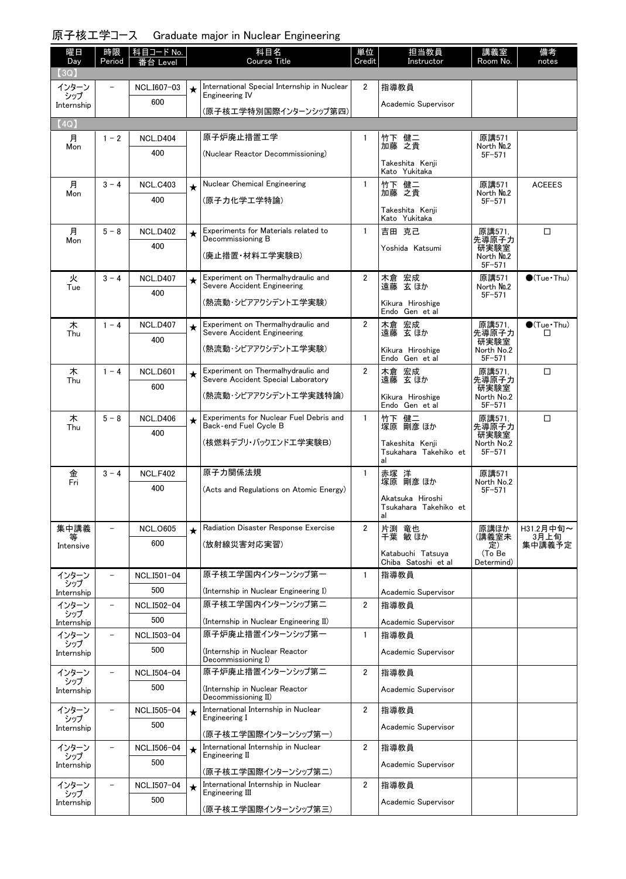## 原子核工学コース　Graduate major in Nuclear Engineering

| 曜日 Day | 時限 Period | 科目コード No. 番台 Level | | 科目名 Course Title | 単位 Credit | 担当教員 Instructor | 講義室 Room No. | 備考 notes |
|---|---|---|---|---|---|---|---|---|
| 【3Q】 | | | | | | | | |
| インターンシップ Internship | － | NCL.I607-03 600 | ★ | International Special Internship in Nuclear Engineering IV (原子核工学特別国際インターンシップ第四) | 2 | 指導教員 Academic Supervisor | | |
| 【4Q】 | | | | | | | | |
| 月 Mon | 1－2 | NCL.D404 400 | | 原子炉廃止措置工学 (Nuclear Reactor Decommissioning) | 1 | 竹下 健二 加藤 之貴 Takeshita Kenji Kato Yukitaka | 原講571 North No.2 5F-571 | |
| 月 Mon | 3－4 | NCL.C403 400 | ★ | Nuclear Chemical Engineering (原子力化学工学特論) | 1 | 竹下 健二 加藤 之貴 Takeshita Kenji Kato Yukitaka | 原講571 North No.2 5F-571 | ACEEES |
| 月 Mon | 5－8 | NCL.D402 400 | ★ | Experiments for Materials related to Decommissioning B (廃止措置・材料工学実験B) | 1 | 吉田 克己 Yoshida Katsumi | 原講571, 先導原子力研実験室 North No.2 5F-571 | □ |
| 火 Tue | 3－4 | NCL.D407 400 | ★ | Experiment on Thermalhydraulic and Severe Accident Engineering (熱流動・シビアアクシデント工学実験) | 2 | 木倉 宏成 遠藤 玄 ほか Kikura Hiroshige Endo Gen et al | 原講571 North No.2 5F-571 | ●(Tue・Thu) |
| 木 Thu | 1－4 | NCL.D407 400 | ★ | Experiment on Thermalhydraulic and Severe Accident Engineering (熱流動・シビアアクシデント工学実験) | 2 | 木倉 宏成 遠藤 玄 ほか Kikura Hiroshige Endo Gen et al | 原講571, 先導原子力研実験室 North No.2 5F-571 | ●(Tue・Thu) □ |
| 木 Thu | 1－4 | NCL.D601 600 | ★ | Experiment on Thermalhydraulic and Severe Accident Special Laboratory (熱流動・シビアアクシデント工学実践特論) | 2 | 木倉 宏成 遠藤 玄 ほか Kikura Hiroshige Endo Gen et al | 原講571, 先導原子力研実験室 North No.2 5F-571 | □ |
| 木 Thu | 5－8 | NCL.D406 400 | ★ | Experiments for Nuclear Fuel Debris and Back-end Fuel Cycle B (核燃料デブリ・バックエンド工学実験B) | 1 | 竹下 健二 塚原 剛彦 ほか Takeshita Kenji Tsukahara Takehiko et al | 原講571, 先導原子力研実験室 North No.2 5F-571 | □ |
| 金 Fri | 3－4 | NCL.F402 400 | | 原子力関係法規 (Acts and Regulations on Atomic Energy) | 1 | 赤塚 洋 塚原 剛彦 ほか Akatsuka Hiroshi Tsukahara Takehiko et al | 原講571 North No.2 5F-571 | |
| 集中講義等 Intensive | － | NCL.O605 600 | ★ | Radiation Disaster Response Exercise (放射線災害対応実習) | 2 | 片渕 竜也 千葉 敏 ほか Katabuchi Tatsuya Chiba Satoshi et al | 原講ほか (講義室未定) (To Be Determind) | H31.2月中旬～3月上旬 集中講義予定 |
| インターンシップ Internship | － | NCL.I501-04 500 | | 原子核工学国内インターンシップ第一 (Internship in Nuclear Engineering I) | 1 | 指導教員 Academic Supervisor | | |
| インターンシップ Internship | － | NCL.I502-04 500 | | 原子核工学国内インターンシップ第二 (Internship in Nuclear Engineering II) | 2 | 指導教員 Academic Supervisor | | |
| インターンシップ Internship | － | NCL.I503-04 500 | | 原子炉廃止措置インターンシップ第一 (Internship in Nuclear Reactor Decommissioning I) | 1 | 指導教員 Academic Supervisor | | |
| インターンシップ Internship | － | NCL.I504-04 500 | | 原子炉廃止措置インターンシップ第二 (Internship in Nuclear Reactor Decommissioning II) | 2 | 指導教員 Academic Supervisor | | |
| インターンシップ Internship | － | NCL.I505-04 500 | ★ | International Internship in Nuclear Engineering I (原子核工学国際インターンシップ第一) | 2 | 指導教員 Academic Supervisor | | |
| インターンシップ Internship | － | NCL.I506-04 500 | ★ | International Internship in Nuclear Engineering II (原子核工学国際インターンシップ第二) | 2 | 指導教員 Academic Supervisor | | |
| インターンシップ Internship | － | NCL.I507-04 500 | ★ | International Internship in Nuclear Engineering III (原子核工学国際インターンシップ第三) | 2 | 指導教員 Academic Supervisor | | |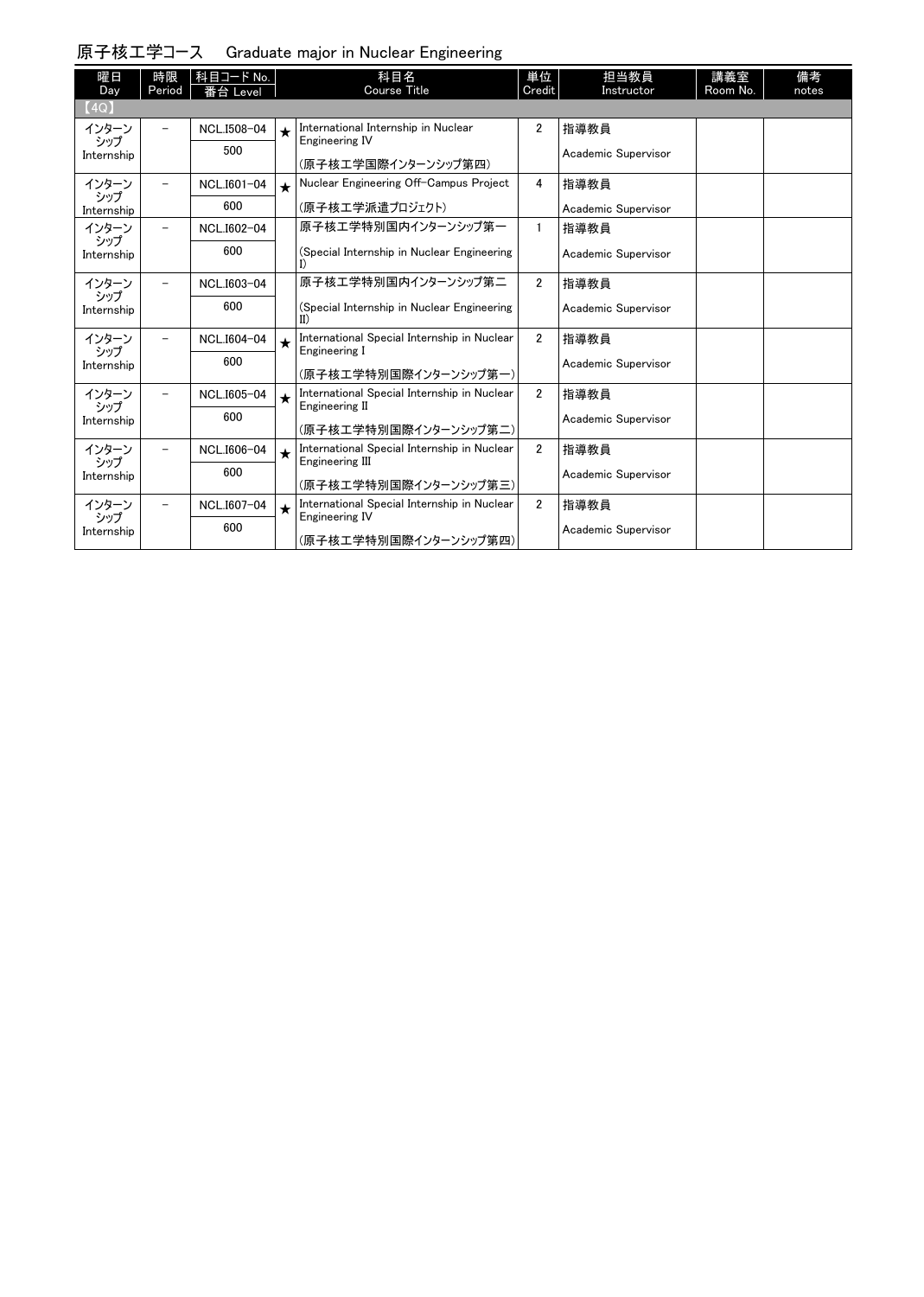## 原子核工学コース　Graduate major in Nuclear Engineering

| 曜日 Day | 時限 Period | 科目コード No. 番台 Level | | 科目名 Course Title | 単位 Credit | 担当教員 Instructor | 講義室 Room No. | 備考 notes |
|---|---|---|---|---|---|---|---|---|
| 【4Q】 | | | | | | | | |
| インターンシップ Internship | － | NCL.I508-04 500 | ★ | International Internship in Nuclear Engineering IV (原子核工学国際インターンシップ第四) | 2 | 指導教員 Academic Supervisor | | |
| インターンシップ Internship | － | NCL.I601-04 600 | ★ | Nuclear Engineering Off-Campus Project (原子核工学派遣プロジェクト) | 4 | 指導教員 Academic Supervisor | | |
| インターンシップ Internship | － | NCL.I602-04 600 | | 原子核工学特別国内インターンシップ第一 (Special Internship in Nuclear Engineering I) | 1 | 指導教員 Academic Supervisor | | |
| インターンシップ Internship | － | NCL.I603-04 600 | | 原子核工学特別国内インターンシップ第二 (Special Internship in Nuclear Engineering II) | 2 | 指導教員 Academic Supervisor | | |
| インターンシップ Internship | － | NCL.I604-04 600 | ★ | International Special Internship in Nuclear Engineering I (原子核工学特別国際インターンシップ第一) | 2 | 指導教員 Academic Supervisor | | |
| インターンシップ Internship | － | NCL.I605-04 600 | ★ | International Special Internship in Nuclear Engineering II (原子核工学特別国際インターンシップ第二) | 2 | 指導教員 Academic Supervisor | | |
| インターンシップ Internship | － | NCL.I606-04 600 | ★ | International Special Internship in Nuclear Engineering III (原子核工学特別国際インターンシップ第三) | 2 | 指導教員 Academic Supervisor | | |
| インターンシップ Internship | － | NCL.I607-04 600 | ★ | International Special Internship in Nuclear Engineering IV (原子核工学特別国際インターンシップ第四) | 2 | 指導教員 Academic Supervisor | | |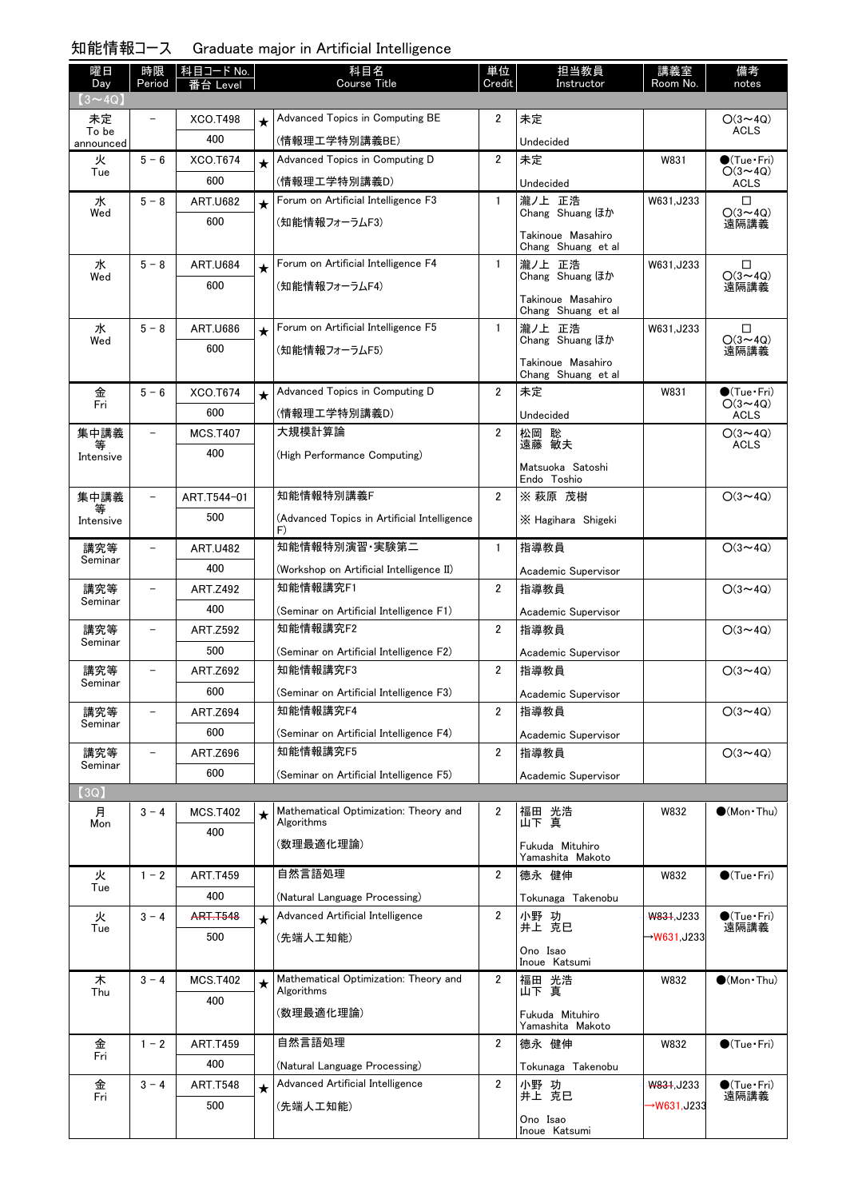# 知能情報コース　Graduate major in Artificial Intelligence

| 曜日 Day | 時限 Period | 科目コード No. 番台 Level | | 科目名 Course Title | 単位 Credit | 担当教員 Instructor | 講義室 Room No. | 備考 notes |
|---|---|---|---|---|---|---|---|---|
| 【3～4Q】 | | | | | | | | |
| 未定 To be announced | － | XCO.T498 400 | ★ | Advanced Topics in Computing BE (情報理工学特別講義BE) | 2 | 未定 Undecided | | ○(3～4Q) ACLS |
| 火 Tue | 5－6 | XCO.T674 600 | ★ | Advanced Topics in Computing D (情報理工学特別講義D) | 2 | 未定 Undecided | W831 | ●(Tue・Fri) ○(3～4Q) ACLS |
| 水 Wed | 5－8 | ART.U682 600 | ★ | Forum on Artificial Intelligence F3 (知能情報フォーラムF3) | 1 | 瀧ノ上 正浩 Chang Shuang ほか Takinoue Masahiro Chang Shuang et al | W631,J233 | □ ○(3～4Q) 遠隔講義 |
| 水 Wed | 5－8 | ART.U684 600 | ★ | Forum on Artificial Intelligence F4 (知能情報フォーラムF4) | 1 | 瀧ノ上 正浩 Chang Shuang ほか Takinoue Masahiro Chang Shuang et al | W631,J233 | □ ○(3～4Q) 遠隔講義 |
| 水 Wed | 5－8 | ART.U686 600 | ★ | Forum on Artificial Intelligence F5 (知能情報フォーラムF5) | 1 | 瀧ノ上 正浩 Chang Shuang ほか Takinoue Masahiro Chang Shuang et al | W631,J233 | □ ○(3～4Q) 遠隔講義 |
| 金 Fri | 5－6 | XCO.T674 600 | ★ | Advanced Topics in Computing D (情報理工学特別講義D) | 2 | 未定 Undecided | W831 | ●(Tue・Fri) ○(3～4Q) ACLS |
| 集中講義等 Intensive | － | MCS.T407 400 | | 大規模計算論 (High Performance Computing) | 2 | 松岡 聡 遠藤 敏夫 Matsuoka Satoshi Endo Toshio | | ○(3～4Q) ACLS |
| 集中講義等 Intensive | － | ART.T544-01 500 | | 知能情報特別講義F (Advanced Topics in Artificial Intelligence F) | 2 | ※ 萩原 茂樹 ※ Hagihara Shigeki | | ○(3～4Q) |
| 講究等 Seminar | － | ART.U482 400 | | 知能情報特別演習・実験第二 (Workshop on Artificial Intelligence II) | 1 | 指導教員 Academic Supervisor | | ○(3～4Q) |
| 講究等 Seminar | － | ART.Z492 400 | | 知能情報講究F1 (Seminar on Artificial Intelligence F1) | 2 | 指導教員 Academic Supervisor | | ○(3～4Q) |
| 講究等 Seminar | － | ART.Z592 500 | | 知能情報講究F2 (Seminar on Artificial Intelligence F2) | 2 | 指導教員 Academic Supervisor | | ○(3～4Q) |
| 講究等 Seminar | － | ART.Z692 600 | | 知能情報講究F3 (Seminar on Artificial Intelligence F3) | 2 | 指導教員 Academic Supervisor | | ○(3～4Q) |
| 講究等 Seminar | － | ART.Z694 600 | | 知能情報講究F4 (Seminar on Artificial Intelligence F4) | 2 | 指導教員 Academic Supervisor | | ○(3～4Q) |
| 講究等 Seminar | － | ART.Z696 600 | | 知能情報講究F5 (Seminar on Artificial Intelligence F5) | 2 | 指導教員 Academic Supervisor | | ○(3～4Q) |
| 【3Q】 | | | | | | | | |
| 月 Mon | 3－4 | MCS.T402 400 | ★ | Mathematical Optimization: Theory and Algorithms (数理最適化理論) | 2 | 福田 光浩 山下 真 Fukuda Mituhiro Yamashita Makoto | W832 | ●(Mon・Thu) |
| 火 Tue | 1－2 | ART.T459 400 | | 自然言語処理 (Natural Language Processing) | 2 | 徳永 健伸 Tokunaga Takenobu | W832 | ●(Tue・Fri) |
| 火 Tue | 3－4 | ~~ART.T548~~ 500 | ★ | Advanced Artificial Intelligence (先端人工知能) | 2 | 小野 功 井上 克巳 Ono Isao Inoue Katsumi | ~~W831~~,J233 →W631,J233 | ●(Tue・Fri) 遠隔講義 |
| 木 Thu | 3－4 | MCS.T402 400 | ★ | Mathematical Optimization: Theory and Algorithms (数理最適化理論) | 2 | 福田 光浩 山下 真 Fukuda Mituhiro Yamashita Makoto | W832 | ●(Mon・Thu) |
| 金 Fri | 1－2 | ART.T459 400 | | 自然言語処理 (Natural Language Processing) | 2 | 徳永 健伸 Tokunaga Takenobu | W832 | ●(Tue・Fri) |
| 金 Fri | 3－4 | ART.T548 500 | ★ | Advanced Artificial Intelligence (先端人工知能) | 2 | 小野 功 井上 克巳 Ono Isao Inoue Katsumi | ~~W831~~,J233 →W631,J233 | ●(Tue・Fri) 遠隔講義 |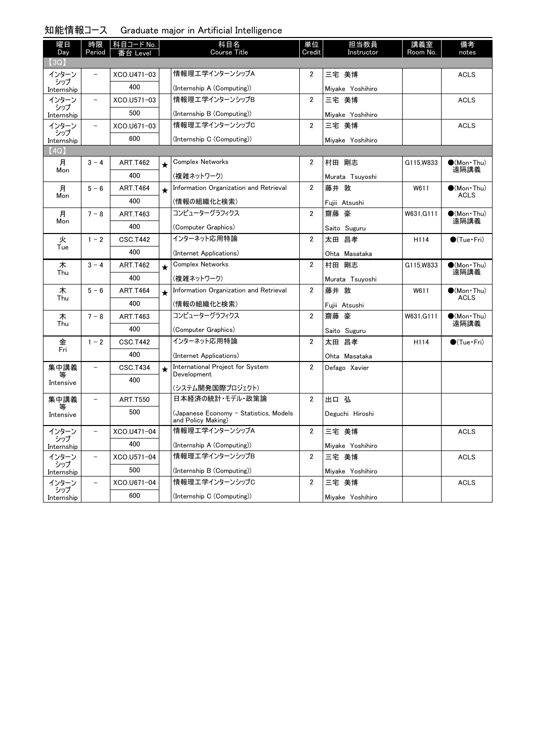## 知能情報コース　Graduate major in Artificial Intelligence

| 曜日 Day | 時限 Period | 科目コード No. 番台 Level | | 科目名 Course Title | 単位 Credit | 担当教員 Instructor | 講義室 Room No. | 備考 notes |
|---|---|---|---|---|---|---|---|---|
| 【3Q】 | | | | | | | | |
| インターンシップ Internship | － | XCO.U471-03 400 | | 情報理工学インターンシップA (Internship A (Computing)) | 2 | 三宅 美博 Miyake Yoshihiro | | ACLS |
| インターンシップ Internship | － | XCO.U571-03 500 | | 情報理工学インターンシップB (Internship B (Computing)) | 2 | 三宅 美博 Miyake Yoshihiro | | ACLS |
| インターンシップ Internship | － | XCO.U671-03 600 | | 情報理工学インターンシップC (Internship C (Computing)) | 2 | 三宅 美博 Miyake Yoshihiro | | ACLS |
| 【4Q】 | | | | | | | | |
| 月 Mon | 3－4 | ART.T462 400 | ★ | Complex Networks (複雑ネットワーク) | 2 | 村田 剛志 Murata Tsuyoshi | G115,W833 | ●(Mon・Thu) 遠隔講義 |
| 月 Mon | 5－6 | ART.T464 400 | ★ | Information Organization and Retrieval (情報の組織化と検索) | 2 | 藤井 敦 Fujii Atsushi | W611 | ●(Mon・Thu) ACLS |
| 月 Mon | 7－8 | ART.T463 400 | | コンピューターグラフィクス (Computer Graphics) | 2 | 齋藤 豪 Saito Suguru | W631,G111 | ●(Mon・Thu) 遠隔講義 |
| 火 Tue | 1－2 | CSC.T442 400 | | インターネット応用特論 (Internet Applications) | 2 | 太田 昌孝 Ohta Masataka | H114 | ●(Tue・Fri) |
| 木 Thu | 3－4 | ART.T462 400 | ★ | Complex Networks (複雑ネットワーク) | 2 | 村田 剛志 Murata Tsuyoshi | G115,W833 | ●(Mon・Thu) 遠隔講義 |
| 木 Thu | 5－6 | ART.T464 400 | ★ | Information Organization and Retrieval (情報の組織化と検索) | 2 | 藤井 敦 Fujii Atsushi | W611 | ●(Mon・Thu) ACLS |
| 木 Thu | 7－8 | ART.T463 400 | | コンピューターグラフィクス (Computer Graphics) | 2 | 齋藤 豪 Saito Suguru | W631,G111 | ●(Mon・Thu) 遠隔講義 |
| 金 Fri | 1－2 | CSC.T442 400 | | インターネット応用特論 (Internet Applications) | 2 | 太田 昌孝 Ohta Masataka | H114 | ●(Tue・Fri) |
| 集中講義等 Intensive | － | CSC.T434 400 | ★ | International Project for System Development (システム開発国際プロジェクト) | 2 | Defago Xavier | | |
| 集中講義等 Intensive | － | ART.T550 500 | | 日本経済の統計・モデル・政策論 (Japanese Economy – Statistics, Models and Policy Making) | 2 | 出口 弘 Deguchi Hiroshi | | |
| インターンシップ Internship | － | XCO.U471-04 400 | | 情報理工学インターンシップA (Internship A (Computing)) | 2 | 三宅 美博 Miyake Yoshihiro | | ACLS |
| インターンシップ Internship | － | XCO.U571-04 500 | | 情報理工学インターンシップB (Internship B (Computing)) | 2 | 三宅 美博 Miyake Yoshihiro | | ACLS |
| インターンシップ Internship | － | XCO.U671-04 600 | | 情報理工学インターンシップC (Internship C (Computing)) | 2 | 三宅 美博 Miyake Yoshihiro | | ACLS |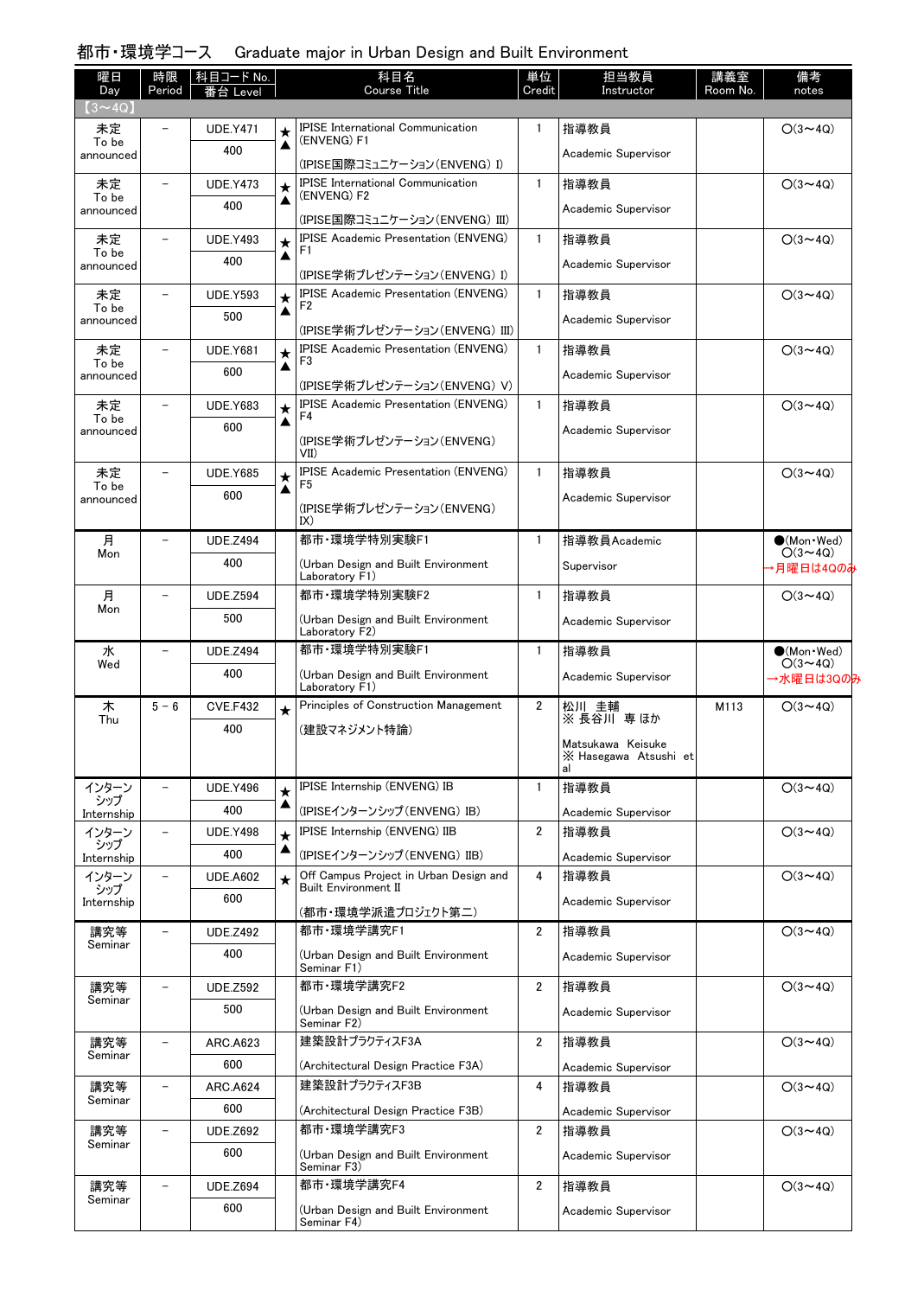## 都市・環境学コース　Graduate major in Urban Design and Built Environment

| 曜日 Day | 時限 Period | 科目コード No. 番台 Level | | 科目名 Course Title | 単位 Credit | 担当教員 Instructor | 講義室 Room No. | 備考 notes |
|---|---|---|---|---|---|---|---|---|
| 【3～4Q】 | | | | | | | | |
| 未定 To be announced | － | UDE.Y471 400 | ★▲ | IPISE International Communication (ENVENG) F1 (IPISE国際コミュニケーション(ENVENG) I) | 1 | 指導教員 Academic Supervisor | | ○(3～4Q) |
| 未定 To be announced | － | UDE.Y473 400 | ★▲ | IPISE International Communication (ENVENG) F2 (IPISE国際コミュニケーション(ENVENG) III) | 1 | 指導教員 Academic Supervisor | | ○(3～4Q) |
| 未定 To be announced | － | UDE.Y493 400 | ★▲ | IPISE Academic Presentation (ENVENG) F1 (IPISE学術プレゼンテーション(ENVENG) I) | 1 | 指導教員 Academic Supervisor | | ○(3～4Q) |
| 未定 To be announced | － | UDE.Y593 500 | ★▲ | IPISE Academic Presentation (ENVENG) F2 (IPISE学術プレゼンテーション(ENVENG) III) | 1 | 指導教員 Academic Supervisor | | ○(3～4Q) |
| 未定 To be announced | － | UDE.Y681 600 | ★▲ | IPISE Academic Presentation (ENVENG) F3 (IPISE学術プレゼンテーション(ENVENG) V) | 1 | 指導教員 Academic Supervisor | | ○(3～4Q) |
| 未定 To be announced | － | UDE.Y683 600 | ★▲ | IPISE Academic Presentation (ENVENG) F4 (IPISE学術プレゼンテーション(ENVENG) VII) | 1 | 指導教員 Academic Supervisor | | ○(3～4Q) |
| 未定 To be announced | － | UDE.Y685 600 | ★▲ | IPISE Academic Presentation (ENVENG) F5 (IPISE学術プレゼンテーション(ENVENG) IX) | 1 | 指導教員 Academic Supervisor | | ○(3～4Q) |
| 月 Mon | － | UDE.Z494 400 | | 都市・環境学特別実験F1 (Urban Design and Built Environment Laboratory F1) | 1 | 指導教員Academic Supervisor | | ●(Mon・Wed) ○(3～4Q) →月曜日は4Qのみ |
| 月 Mon | － | UDE.Z594 500 | | 都市・環境学特別実験F2 (Urban Design and Built Environment Laboratory F2) | 1 | 指導教員 Academic Supervisor | | ○(3～4Q) |
| 水 Wed | － | UDE.Z494 400 | | 都市・環境学特別実験F1 (Urban Design and Built Environment Laboratory F1) | 1 | 指導教員 Academic Supervisor | | ●(Mon・Wed) ○(3～4Q) →水曜日は3Qのみ |
| 木 Thu | 5－6 | CVE.F432 400 | ★ | Principles of Construction Management (建設マネジメント特論) | 2 | 松川 圭輔 ※ 長谷川 専 ほか Matsukawa Keisuke ※ Hasegawa Atsushi et al | M113 | ○(3～4Q) |
| インターンシップ Internship | － | UDE.Y496 400 | ★▲ | IPISE Internship (ENVENG) IB (IPISEインターンシップ(ENVENG) IB) | 1 | 指導教員 Academic Supervisor | | ○(3～4Q) |
| インターンシップ Internship | － | UDE.Y498 400 | ★▲ | IPISE Internship (ENVENG) IIB (IPISEインターンシップ(ENVENG) IIB) | 2 | 指導教員 Academic Supervisor | | ○(3～4Q) |
| インターンシップ Internship | － | UDE.A602 600 | ★ | Off Campus Project in Urban Design and Built Environment II (都市・環境学派遣プロジェクト第二) | 4 | 指導教員 Academic Supervisor | | ○(3～4Q) |
| 講究等 Seminar | － | UDE.Z492 400 | | 都市・環境学講究F1 (Urban Design and Built Environment Seminar F1) | 2 | 指導教員 Academic Supervisor | | ○(3～4Q) |
| 講究等 Seminar | － | UDE.Z592 500 | | 都市・環境学講究F2 (Urban Design and Built Environment Seminar F2) | 2 | 指導教員 Academic Supervisor | | ○(3～4Q) |
| 講究等 Seminar | － | ARC.A623 600 | | 建築設計プラクティスF3A (Architectural Design Practice F3A) | 2 | 指導教員 Academic Supervisor | | ○(3～4Q) |
| 講究等 Seminar | － | ARC.A624 600 | | 建築設計プラクティスF3B (Architectural Design Practice F3B) | 4 | 指導教員 Academic Supervisor | | ○(3～4Q) |
| 講究等 Seminar | － | UDE.Z692 600 | | 都市・環境学講究F3 (Urban Design and Built Environment Seminar F3) | 2 | 指導教員 Academic Supervisor | | ○(3～4Q) |
| 講究等 Seminar | － | UDE.Z694 600 | | 都市・環境学講究F4 (Urban Design and Built Environment Seminar F4) | 2 | 指導教員 Academic Supervisor | | ○(3～4Q) |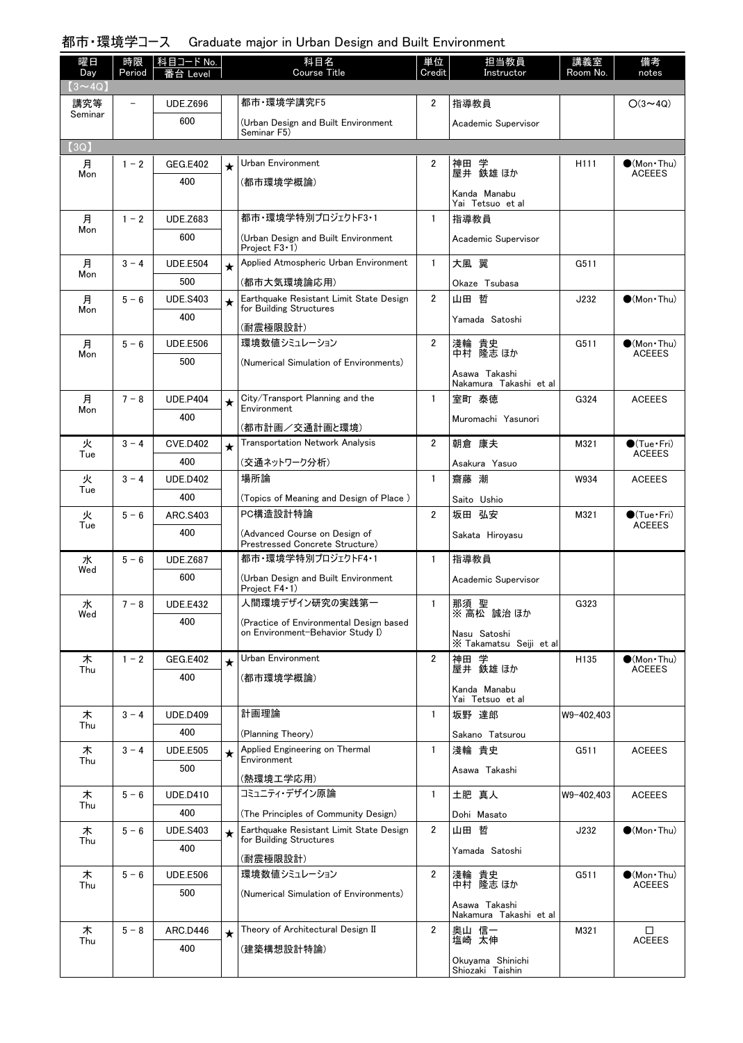## 都市・環境学コース　Graduate major in Urban Design and Built Environment

| 曜日 Day | 時限 Period | 科目コード No. 番台 Level | | 科目名 Course Title | 単位 Credit | 担当教員 Instructor | 講義室 Room No. | 備考 notes |
|---|---|---|---|---|---|---|---|---|
| 【3～4Q】 | | | | | | | | |
| 講究等 Seminar | － | UDE.Z696 600 | | 都市・環境学講究F5 (Urban Design and Built Environment Seminar F5) | 2 | 指導教員 Academic Supervisor | | ○(3～4Q) |
| 【3Q】 | | | | | | | | |
| 月 Mon | 1－2 | GEG.E402 400 | ★ | Urban Environment (都市環境学概論) | 2 | 神田 学 屋井 鉄雄 ほか Kanda Manabu Yai Tetsuo et al | H111 | ●(Mon・Thu) ACEEES |
| 月 Mon | 1－2 | UDE.Z683 600 | | 都市・環境学特別プロジェクトF3・1 (Urban Design and Built Environment Project F3・1) | 1 | 指導教員 Academic Supervisor | | |
| 月 Mon | 3－4 | UDE.E504 500 | ★ | Applied Atmospheric Urban Environment (都市大気環境論応用) | 1 | 大風 翼 Okaze Tsubasa | G511 | |
| 月 Mon | 5－6 | UDE.S403 400 | ★ | Earthquake Resistant Limit State Design for Building Structures (耐震極限設計) | 2 | 山田 哲 Yamada Satoshi | J232 | ●(Mon・Thu) |
| 月 Mon | 5－6 | UDE.E506 500 | | 環境数値シミュレーション (Numerical Simulation of Environments) | 2 | 淺輪 貴史 中村 隆志 ほか Asawa Takashi Nakamura Takashi et al | G511 | ●(Mon・Thu) ACEEES |
| 月 Mon | 7－8 | UDE.P404 400 | ★ | City/Transport Planning and the Environment (都市計画／交通計画と環境) | 1 | 室町 泰徳 Muromachi Yasunori | G324 | ACEEES |
| 火 Tue | 3－4 | CVE.D402 400 | ★ | Transportation Network Analysis (交通ネットワーク分析) | 2 | 朝倉 康夫 Asakura Yasuo | M321 | ●(Tue・Fri) ACEEES |
| 火 Tue | 3－4 | UDE.D402 400 | | 場所論 (Topics of Meaning and Design of Place ) | 1 | 齋藤 潮 Saito Ushio | W934 | ACEEES |
| 火 Tue | 5－6 | ARC.S403 400 | | PC構造設計特論 (Advanced Course on Design of Prestressed Concrete Structure) | 2 | 坂田 弘安 Sakata Hiroyasu | M321 | ●(Tue・Fri) ACEEES |
| 水 Wed | 5－6 | UDE.Z687 600 | | 都市・環境学特別プロジェクトF4・1 (Urban Design and Built Environment Project F4・1) | 1 | 指導教員 Academic Supervisor | | |
| 水 Wed | 7－8 | UDE.E432 400 | | 人間環境デザイン研究の実践第一 (Practice of Environmental Design based on Environment-Behavior Study I) | 1 | 那須 聖 ※ 高松 誠治 ほか Nasu Satoshi ※ Takamatsu Seiji et al | G323 | |
| 木 Thu | 1－2 | GEG.E402 400 | ★ | Urban Environment (都市環境学概論) | 2 | 神田 学 屋井 鉄雄 ほか Kanda Manabu Yai Tetsuo et al | H135 | ●(Mon・Thu) ACEEES |
| 木 Thu | 3－4 | UDE.D409 400 | | 計画理論 (Planning Theory) | 1 | 坂野 達郎 Sakano Tatsurou | W9-402,403 | |
| 木 Thu | 3－4 | UDE.E505 500 | ★ | Applied Engineering on Thermal Environment (熱環境工学応用) | 1 | 淺輪 貴史 Asawa Takashi | G511 | ACEEES |
| 木 Thu | 5－6 | UDE.D410 400 | | コミュニティ・デザイン原論 (The Principles of Community Design) | 1 | 土肥 真人 Dohi Masato | W9-402,403 | ACEEES |
| 木 Thu | 5－6 | UDE.S403 400 | ★ | Earthquake Resistant Limit State Design for Building Structures (耐震極限設計) | 2 | 山田 哲 Yamada Satoshi | J232 | ●(Mon・Thu) |
| 木 Thu | 5－6 | UDE.E506 500 | | 環境数値シミュレーション (Numerical Simulation of Environments) | 2 | 淺輪 貴史 中村 隆志 ほか Asawa Takashi Nakamura Takashi et al | G511 | ●(Mon・Thu) ACEEES |
| 木 Thu | 5－8 | ARC.D446 400 | ★ | Theory of Architectural Design II (建築構想設計特論) | 2 | 奥山 信一 塩崎 太伸 Okuyama Shinichi Shiozaki Taishin | M321 | □ ACEEES |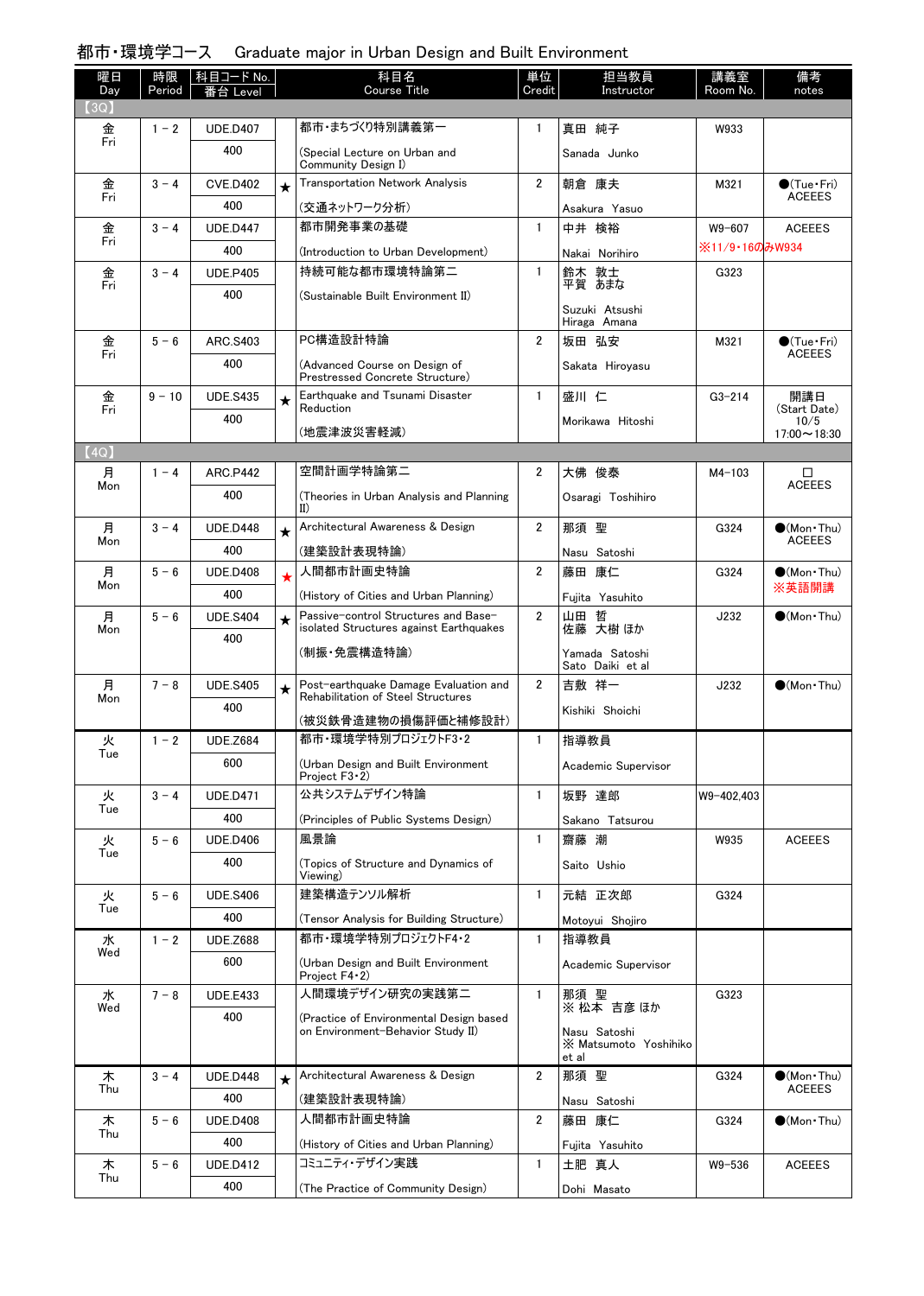## 都市・環境学コース　Graduate major in Urban Design and Built Environment

| 曜日 Day | 時限 Period | 科目コード No. 番台 Level | | 科目名 Course Title | 単位 Credit | 担当教員 Instructor | 講義室 Room No. | 備考 notes |
|---|---|---|---|---|---|---|---|---|
| 【3Q】 | | | | | | | | |
| 金 Fri | 1－2 | UDE.D407 400 | | 都市・まちづくり特別講義第一 (Special Lecture on Urban and Community Design I) | 1 | 真田 純子 Sanada Junko | W933 | |
| 金 Fri | 3－4 | CVE.D402 400 | ★ | Transportation Network Analysis (交通ネットワーク分析) | 2 | 朝倉 康夫 Asakura Yasuo | M321 | ●(Tue・Fri) ACEEES |
| 金 Fri | 3－4 | UDE.D447 400 | | 都市開発事業の基礎 (Introduction to Urban Development) | 1 | 中井 検裕 Nakai Norihiro | W9-607 ※11/9・16のみW934 | ACEEES |
| 金 Fri | 3－4 | UDE.P405 400 | | 持続可能な都市環境特論第二 (Sustainable Built Environment II) | 1 | 鈴木 敦士 平賀 あまな Suzuki Atsushi Hiraga Amana | G323 | |
| 金 Fri | 5－6 | ARC.S403 400 | | PC構造設計特論 (Advanced Course on Design of Prestressed Concrete Structure) | 2 | 坂田 弘安 Sakata Hiroyasu | M321 | ●(Tue・Fri) ACEEES |
| 金 Fri | 9－10 | UDE.S435 400 | ★ | Earthquake and Tsunami Disaster Reduction (地震津波災害軽減) | 1 | 盛川 仁 Morikawa Hitoshi | G3-214 | 開講日 (Start Date) 10/5 17:00～18:30 |
| 【4Q】 | | | | | | | | |
| 月 Mon | 1－4 | ARC.P442 400 | | 空間計画学特論第二 (Theories in Urban Analysis and Planning II) | 2 | 大佛 俊泰 Osaragi Toshihiro | M4-103 | □ ACEEES |
| 月 Mon | 3－4 | UDE.D448 400 | ★ | Architectural Awareness & Design (建築設計表現特論) | 2 | 那須 聖 Nasu Satoshi | G324 | ●(Mon・Thu) ACEEES |
| 月 Mon | 5－6 | UDE.D408 400 | ★ | 人間都市計画史特論 (History of Cities and Urban Planning) | 2 | 藤田 康仁 Fujita Yasuhito | G324 | ●(Mon・Thu) ※英語開講 |
| 月 Mon | 5－6 | UDE.S404 400 | ★ | Passive-control Structures and Base-isolated Structures against Earthquakes (制振・免震構造特論) | 2 | 山田 哲 佐藤 大樹 ほか Yamada Satoshi Sato Daiki et al | J232 | ●(Mon・Thu) |
| 月 Mon | 7－8 | UDE.S405 400 | ★ | Post-earthquake Damage Evaluation and Rehabilitation of Steel Structures (被災鉄骨造建物の損傷評価と補修設計) | 2 | 吉敷 祥一 Kishiki Shoichi | J232 | ●(Mon・Thu) |
| 火 Tue | 1－2 | UDE.Z684 600 | | 都市・環境学特別プロジェクトF3・2 (Urban Design and Built Environment Project F3・2) | 1 | 指導教員 Academic Supervisor | | |
| 火 Tue | 3－4 | UDE.D471 400 | | 公共システムデザイン特論 (Principles of Public Systems Design) | 1 | 坂野 達郎 Sakano Tatsurou | W9-402,403 | |
| 火 Tue | 5－6 | UDE.D406 400 | | 風景論 (Topics of Structure and Dynamics of Viewing) | 1 | 齋藤 潮 Saito Ushio | W935 | ACEEES |
| 火 Tue | 5－6 | UDE.S406 400 | | 建築構造テンソル解析 (Tensor Analysis for Building Structure) | 1 | 元結 正次郎 Motoyui Shojiro | G324 | |
| 水 Wed | 1－2 | UDE.Z688 600 | | 都市・環境学特別プロジェクトF4・2 (Urban Design and Built Environment Project F4・2) | 1 | 指導教員 Academic Supervisor | | |
| 水 Wed | 7－8 | UDE.E433 400 | | 人間環境デザイン研究の実践第二 (Practice of Environmental Design based on Environment-Behavior Study II) | 1 | 那須 聖 ※ 松本 吉彦 ほか Nasu Satoshi ※ Matsumoto Yoshihiko et al | G323 | |
| 木 Thu | 3－4 | UDE.D448 400 | ★ | Architectural Awareness & Design (建築設計表現特論) | 2 | 那須 聖 Nasu Satoshi | G324 | ●(Mon・Thu) ACEEES |
| 木 Thu | 5－6 | UDE.D408 400 | | 人間都市計画史特論 (History of Cities and Urban Planning) | 2 | 藤田 康仁 Fujita Yasuhito | G324 | ●(Mon・Thu) |
| 木 Thu | 5－6 | UDE.D412 400 | | コミュニティ・デザイン実践 (The Practice of Community Design) | 1 | 土肥 真人 Dohi Masato | W9-536 | ACEEES |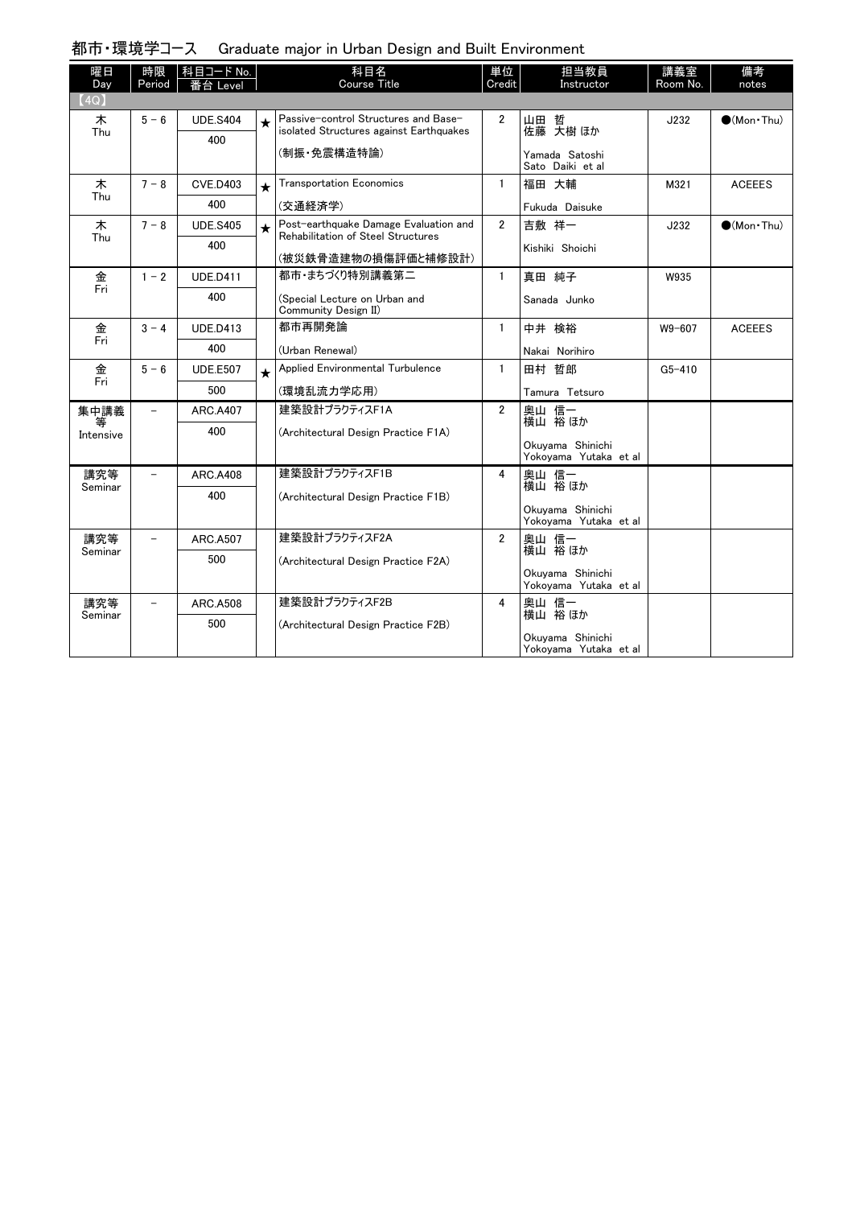## 都市・環境学コース　Graduate major in Urban Design and Built Environment

| 曜日 Day | 時限 Period | 科目コード No. 番台 Level | | 科目名 Course Title | 単位 Credit | 担当教員 Instructor | 講義室 Room No. | 備考 notes |
|---|---|---|---|---|---|---|---|---|
| 【4Q】 | | | | | | | | |
| 木 Thu | 5 － 6 | UDE.S404 400 | ★ | Passive-control Structures and Base-isolated Structures against Earthquakes (制振・免震構造特論) | 2 | 山田 哲 佐藤 大樹 ほか Yamada Satoshi Sato Daiki et al | J232 | ●(Mon・Thu) |
| 木 Thu | 7 － 8 | CVE.D403 400 | ★ | Transportation Economics (交通経済学) | 1 | 福田 大輔 Fukuda Daisuke | M321 | ACEEES |
| 木 Thu | 7 － 8 | UDE.S405 400 | ★ | Post-earthquake Damage Evaluation and Rehabilitation of Steel Structures (被災鉄骨造建物の損傷評価と補修設計) | 2 | 吉敷 祥一 Kishiki Shoichi | J232 | ●(Mon・Thu) |
| 金 Fri | 1 － 2 | UDE.D411 400 | | 都市・まちづくり特別講義第二 (Special Lecture on Urban and Community Design II) | 1 | 真田 純子 Sanada Junko | W935 | |
| 金 Fri | 3 － 4 | UDE.D413 400 | | 都市再開発論 (Urban Renewal) | 1 | 中井 検裕 Nakai Norihiro | W9-607 | ACEEES |
| 金 Fri | 5 － 6 | UDE.E507 500 | ★ | Applied Environmental Turbulence (環境乱流力学応用) | 1 | 田村 哲郎 Tamura Tetsuro | G5-410 | |
| 集中講義等 Intensive | － | ARC.A407 400 | | 建築設計プラクティスF1A (Architectural Design Practice F1A) | 2 | 奥山 信一 横山 裕 ほか Okuyama Shinichi Yokoyama Yutaka et al | | |
| 講究等 Seminar | － | ARC.A408 400 | | 建築設計プラクティスF1B (Architectural Design Practice F1B) | 4 | 奥山 信一 横山 裕 ほか Okuyama Shinichi Yokoyama Yutaka et al | | |
| 講究等 Seminar | － | ARC.A507 500 | | 建築設計プラクティスF2A (Architectural Design Practice F2A) | 2 | 奥山 信一 横山 裕 ほか Okuyama Shinichi Yokoyama Yutaka et al | | |
| 講究等 Seminar | － | ARC.A508 500 | | 建築設計プラクティスF2B (Architectural Design Practice F2B) | 4 | 奥山 信一 横山 裕 ほか Okuyama Shinichi Yokoyama Yutaka et al | | |